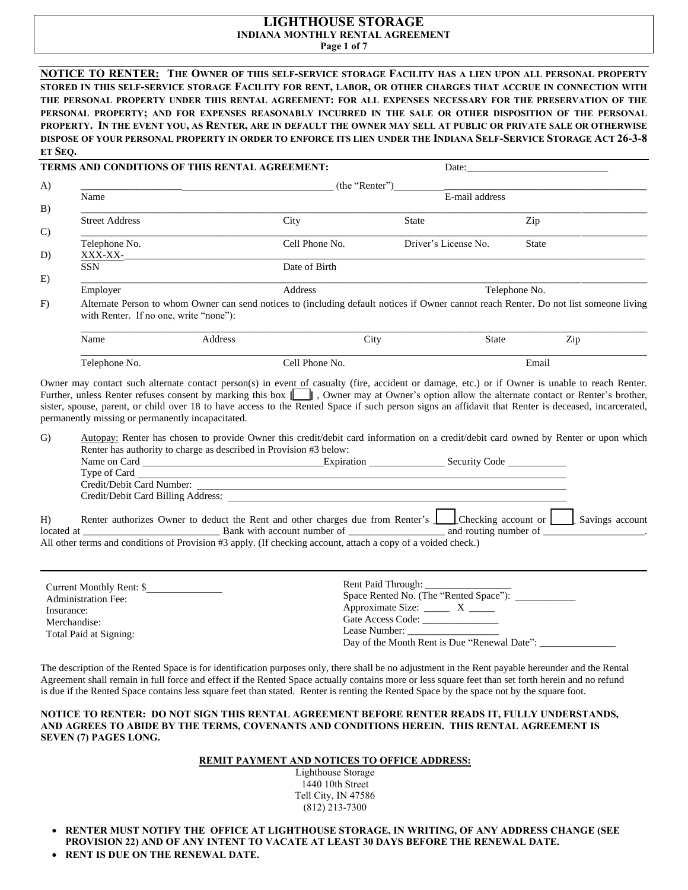# LIGHTHOUSE STORAGE

## INDIANA MONTHLY RENTAL AGREEMENT

**NOTICE TO RENTER: THE OWNER OF THIS SELF-SERVICE STORAGE FACILITY HAS A LIEN UPON ALL PERSONAL PROPERTY STORED IN THIS SELF-SERVICE STORAGE FACILITY FOR RENT, LABOR, OR OTHER CHARGES THAT ACCRUE IN CONNECTION WITH THE PERSONAL PROPERTY UNDER THIS RENTAL AGREEMENT: FOR ALL EXPENSES NECESSARY FOR THE PRESERVATION OF THE PERSONAL PROPERTY; AND FOR EXPENSES REASONABLY INCURRED IN THE SALE OR OTHER DISPOSITION OF THE PERSONAL PROPERTY. IN THE EVENT YOU, AS RENTER, ARE IN DEFAULT THE OWNER MAY SELL AT PUBLIC OR PRIVATE SALE OR OTHERWISE DISPOSE OF YOUR PERSONAL PROPERTY IN ORDER TO ENFORCE ITS LIEN UNDER THE INDIANA SELF-SERVICE STORAGE ACT 26-3-8 ET SEQ.**

**TERMS AND CONDITIONS OF THIS RENTAL AGREEMENT:** Date:___________________________

A) ________________________________________________ (the "Renter")________________________________________
Name E-mail address

B) ____________________________________________________________________________________________
Street Address City State Zip

C) ____________________________________________________________________________________________
Telephone No. Cell Phone No. Driver's License No. State

D) XXX-XX-__________________________________________________________________________________
SSN Date of Birth

E) ____________________________________________________________________________________________
Employer Address Telephone No.

F) Alternate Person to whom Owner can send notices to (including default notices if Owner cannot reach Renter. Do not list someone living with Renter. If no one, write "none"):

____________________________________________________________________________________________
Name Address City State Zip

____________________________________________________________________________________________
Telephone No. Cell Phone No. Email

Owner may contact such alternate contact person(s) in event of casualty (fire, accident or damage, etc.) or if Owner is unable to reach Renter. Further, unless Renter refuses consent by marking this box [ ] , Owner may at Owner's option allow the alternate contact or Renter's brother, sister, spouse, parent, or child over 18 to have access to the Rented Space if such person signs an affidavit that Renter is deceased, incarcerated, permanently missing or permanently incapacitated.

G) Autopay: Renter has chosen to provide Owner this credit/debit card information on a credit/debit card owned by Renter or upon which Renter has authority to charge as described in Provision #3 below:
Name on Card ______________________ Expiration ____________ Security Code __________
Type of Card ______________________________________________________________
Credit/Debit Card Number: __________________________________________________
Credit/Debit Card Billing Address: ___________________________________________

H) Renter authorizes Owner to deduct the Rent and other charges due from Renter's [ ] Checking account or [ ] Savings account located at ___________________________ Bank with account number of __________________ and routing number of ___________________. All other terms and conditions of Provision #3 apply. (If checking account, attach a copy of a voided check.)

Current Monthly Rent: $_______________
Administration Fee:
Insurance:
Merchandise:
Total Paid at Signing:

Rent Paid Through: ________________
Space Rented No. (The "Rented Space"): ___________
Approximate Size: _____ X _____
Gate Access Code: _______________
Lease Number: _________________
Day of the Month Rent is Due "Renewal Date": _______________

The description of the Rented Space is for identification purposes only, there shall be no adjustment in the Rent payable hereunder and the Rental Agreement shall remain in full force and effect if the Rented Space actually contains more or less square feet than set forth herein and no refund is due if the Rented Space contains less square feet than stated. Renter is renting the Rented Space by the space not by the square foot.

**NOTICE TO RENTER: DO NOT SIGN THIS RENTAL AGREEMENT BEFORE RENTER READS IT, FULLY UNDERSTANDS, AND AGREES TO ABIDE BY THE TERMS, COVENANTS AND CONDITIONS HEREIN. THIS RENTAL AGREEMENT IS SEVEN (7) PAGES LONG.**

**REMIT PAYMENT AND NOTICES TO OFFICE ADDRESS:**

Lighthouse Storage
1440 10th Street
Tell City, IN 47586
(812) 213-7300

- **RENTER MUST NOTIFY THE OFFICE AT LIGHTHOUSE STORAGE, IN WRITING, OF ANY ADDRESS CHANGE (SEE PROVISION 22) AND OF ANY INTENT TO VACATE AT LEAST 30 DAYS BEFORE THE RENEWAL DATE.**
- **RENT IS DUE ON THE RENEWAL DATE.**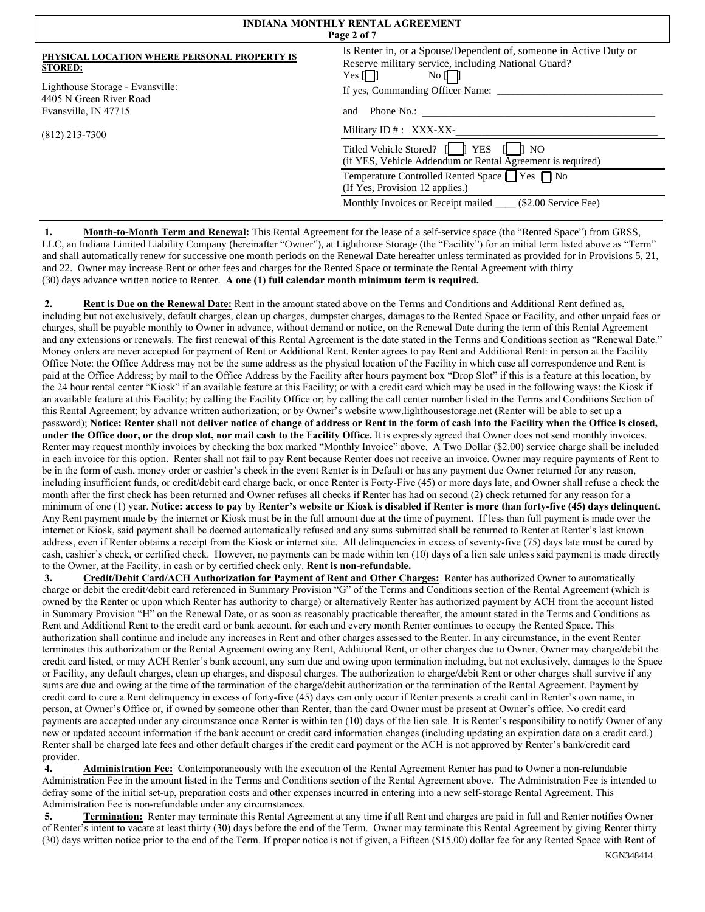## INDIANA MONTHLY RENTAL AGREEMENT

**PHYSICAL LOCATION WHERE PERSONAL PROPERTY IS STORED:**

Lighthouse Storage - Evansville:
4405 N Green River Road
Evansville, IN 47715

(812) 213-7300

Is Renter in, or a Spouse/Dependent of, someone in Active Duty or Reserve military service, including National Guard?
Yes [ ] No [ ]

If yes, Commanding Officer Name: ________________________________

and Phone No.: ________________________________

Military ID # : XXX-XX-________________________________

Titled Vehicle Stored? [ ] YES [ ] NO
(if YES, Vehicle Addendum or Rental Agreement is required)

Temperature Controlled Rented Space [ ] Yes [ ] No
(If Yes, Provision 12 applies.)

Monthly Invoices or Receipt mailed ____ ($2.00 Service Fee)

**1. Month-to-Month Term and Renewal:** This Rental Agreement for the lease of a self-service space (the "Rented Space") from GRSS, LLC, an Indiana Limited Liability Company (hereinafter "Owner"), at Lighthouse Storage (the "Facility") for an initial term listed above as "Term" and shall automatically renew for successive one month periods on the Renewal Date hereafter unless terminated as provided for in Provisions 5, 21, and 22. Owner may increase Rent or other fees and charges for the Rented Space or terminate the Rental Agreement with thirty (30) days advance written notice to Renter. **A one (1) full calendar month minimum term is required.**

**2. Rent is Due on the Renewal Date:** Rent in the amount stated above on the Terms and Conditions and Additional Rent defined as, including but not exclusively, default charges, clean up charges, dumpster charges, damages to the Rented Space or Facility, and other unpaid fees or charges, shall be payable monthly to Owner in advance, without demand or notice, on the Renewal Date during the term of this Rental Agreement and any extensions or renewals. The first renewal of this Rental Agreement is the date stated in the Terms and Conditions section as "Renewal Date." Money orders are never accepted for payment of Rent or Additional Rent. Renter agrees to pay Rent and Additional Rent: in person at the Facility Office Note: the Office Address may not be the same address as the physical location of the Facility in which case all correspondence and Rent is paid at the Office Address; by mail to the Office Address by the Facility after hours payment box "Drop Slot" if this is a feature at this location, by the 24 hour rental center "Kiosk" if an available feature at this Facility; or with a credit card which may be used in the following ways: the Kiosk if an available feature at this Facility; by calling the Facility Office or; by calling the call center number listed in the Terms and Conditions Section of this Rental Agreement; by advance written authorization; or by Owner's website www.lighthousestorage.net (Renter will be able to set up a password); **Notice: Renter shall not deliver notice of change of address or Rent in the form of cash into the Facility when the Office is closed, under the Office door, or the drop slot, nor mail cash to the Facility Office.** It is expressly agreed that Owner does not send monthly invoices. Renter may request monthly invoices by checking the box marked "Monthly Invoice" above. A Two Dollar ($2.00) service charge shall be included in each invoice for this option. Renter shall not fail to pay Rent because Renter does not receive an invoice. Owner may require payments of Rent to be in the form of cash, money order or cashier's check in the event Renter is in Default or has any payment due Owner returned for any reason, including insufficient funds, or credit/debit card charge back, or once Renter is Forty-Five (45) or more days late, and Owner shall refuse a check the month after the first check has been returned and Owner refuses all checks if Renter has had on second (2) check returned for any reason for a minimum of one (1) year. **Notice: access to pay by Renter's website or Kiosk is disabled if Renter is more than forty-five (45) days delinquent.** Any Rent payment made by the internet or Kiosk must be in the full amount due at the time of payment. If less than full payment is made over the internet or Kiosk, said payment shall be deemed automatically refused and any sums submitted shall be returned to Renter at Renter's last known address, even if Renter obtains a receipt from the Kiosk or internet site. All delinquencies in excess of seventy-five (75) days late must be cured by cash, cashier's check, or certified check. However, no payments can be made within ten (10) days of a lien sale unless said payment is made directly to the Owner, at the Facility, in cash or by certified check only. **Rent is non-refundable.**

**3. Credit/Debit Card/ACH Authorization for Payment of Rent and Other Charges:** Renter has authorized Owner to automatically charge or debit the credit/debit card referenced in Summary Provision "G" of the Terms and Conditions section of the Rental Agreement (which is owned by the Renter or upon which Renter has authority to charge) or alternatively Renter has authorized payment by ACH from the account listed in Summary Provision "H" on the Renewal Date, or as soon as reasonably practicable thereafter, the amount stated in the Terms and Conditions as Rent and Additional Rent to the credit card or bank account, for each and every month Renter continues to occupy the Rented Space. This authorization shall continue and include any increases in Rent and other charges assessed to the Renter. In any circumstance, in the event Renter terminates this authorization or the Rental Agreement owing any Rent, Additional Rent, or other charges due to Owner, Owner may charge/debit the credit card listed, or may ACH Renter's bank account, any sum due and owing upon termination including, but not exclusively, damages to the Space or Facility, any default charges, clean up charges, and disposal charges. The authorization to charge/debit Rent or other charges shall survive if any sums are due and owing at the time of the termination of the charge/debit authorization or the termination of the Rental Agreement. Payment by credit card to cure a Rent delinquency in excess of forty-five (45) days can only occur if Renter presents a credit card in Renter's own name, in person, at Owner's Office or, if owned by someone other than Renter, than the card Owner must be present at Owner's office. No credit card payments are accepted under any circumstance once Renter is within ten (10) days of the lien sale. It is Renter's responsibility to notify Owner of any new or updated account information if the bank account or credit card information changes (including updating an expiration date on a credit card.) Renter shall be charged late fees and other default charges if the credit card payment or the ACH is not approved by Renter's bank/credit card provider.

**4. Administration Fee:** Contemporaneously with the execution of the Rental Agreement Renter has paid to Owner a non-refundable Administration Fee in the amount listed in the Terms and Conditions section of the Rental Agreement above. The Administration Fee is intended to defray some of the initial set-up, preparation costs and other expenses incurred in entering into a new self-storage Rental Agreement. This Administration Fee is non-refundable under any circumstances.

**5. Termination:** Renter may terminate this Rental Agreement at any time if all Rent and charges are paid in full and Renter notifies Owner of Renter's intent to vacate at least thirty (30) days before the end of the Term. Owner may terminate this Rental Agreement by giving Renter thirty (30) days written notice prior to the end of the Term. If proper notice is not if given, a Fifteen ($15.00) dollar fee for any Rented Space with Rent of

KGN348414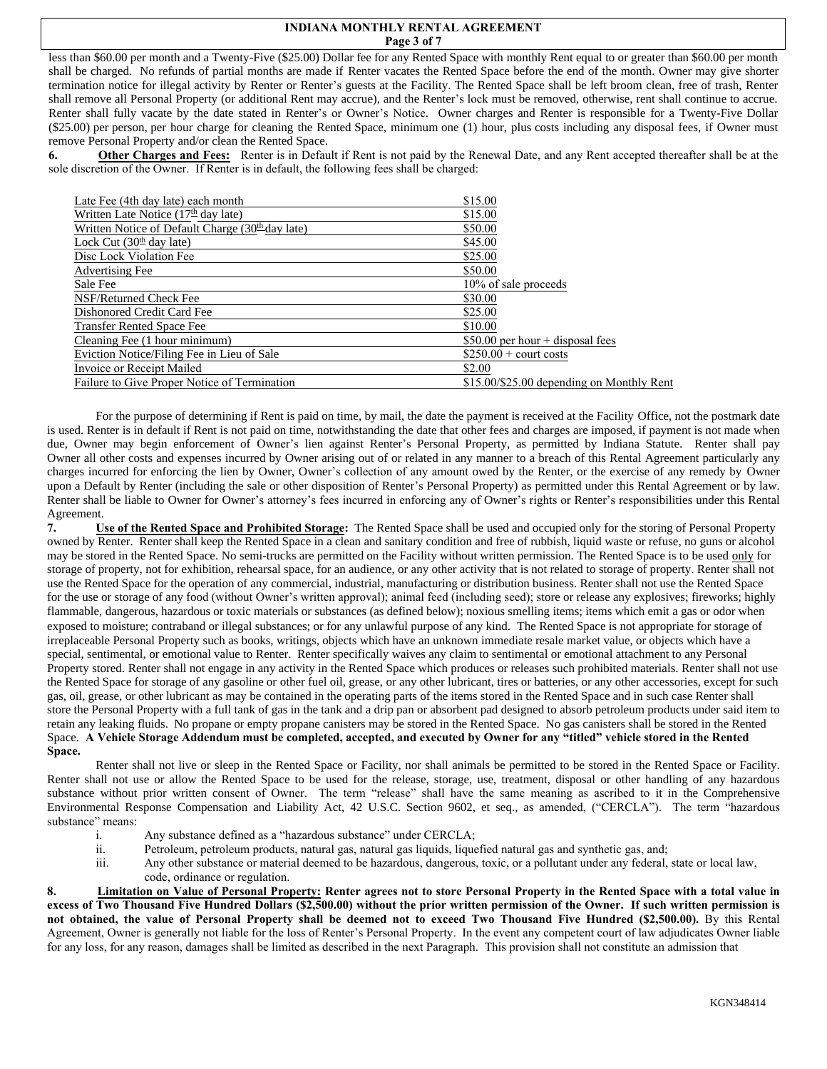less than $60.00 per month and a Twenty-Five ($25.00) Dollar fee for any Rented Space with monthly Rent equal to or greater than $60.00 per month shall be charged. No refunds of partial months are made if Renter vacates the Rented Space before the end of the month. Owner may give shorter termination notice for illegal activity by Renter or Renter's guests at the Facility. The Rented Space shall be left broom clean, free of trash, Renter shall remove all Personal Property (or additional Rent may accrue), and the Renter's lock must be removed, otherwise, rent shall continue to accrue. Renter shall fully vacate by the date stated in Renter's or Owner's Notice. Owner charges and Renter is responsible for a Twenty-Five Dollar ($25.00) per person, per hour charge for cleaning the Rented Space, minimum one (1) hour, plus costs including any disposal fees, if Owner must remove Personal Property and/or clean the Rented Space.

**6. Other Charges and Fees:** Renter is in Default if Rent is not paid by the Renewal Date, and any Rent accepted thereafter shall be at the sole discretion of the Owner. If Renter is in default, the following fees shall be charged:

| Fee | Amount |
|---|---|
| Late Fee (4th day late) each month | $15.00 |
| Written Late Notice (17th day late) | $15.00 |
| Written Notice of Default Charge (30th day late) | $50.00 |
| Lock Cut (30th day late) | $45.00 |
| Disc Lock Violation Fee | $25.00 |
| Advertising Fee | $50.00 |
| Sale Fee | 10% of sale proceeds |
| NSF/Returned Check Fee | $30.00 |
| Dishonored Credit Card Fee | $25.00 |
| Transfer Rented Space Fee | $10.00 |
| Cleaning Fee (1 hour minimum) | $50.00 per hour + disposal fees |
| Eviction Notice/Filing Fee in Lieu of Sale | $250.00 + court costs |
| Invoice or Receipt Mailed | $2.00 |
| Failure to Give Proper Notice of Termination | $15.00/$25.00 depending on Monthly Rent |

For the purpose of determining if Rent is paid on time, by mail, the date the payment is received at the Facility Office, not the postmark date is used. Renter is in default if Rent is not paid on time, notwithstanding the date that other fees and charges are imposed, if payment is not made when due, Owner may begin enforcement of Owner's lien against Renter's Personal Property, as permitted by Indiana Statute. Renter shall pay Owner all other costs and expenses incurred by Owner arising out of or related in any manner to a breach of this Rental Agreement particularly any charges incurred for enforcing the lien by Owner, Owner's collection of any amount owed by the Renter, or the exercise of any remedy by Owner upon a Default by Renter (including the sale or other disposition of Renter's Personal Property) as permitted under this Rental Agreement or by law. Renter shall be liable to Owner for Owner's attorney's fees incurred in enforcing any of Owner's rights or Renter's responsibilities under this Rental Agreement.

**7. Use of the Rented Space and Prohibited Storage:** The Rented Space shall be used and occupied only for the storing of Personal Property owned by Renter. Renter shall keep the Rented Space in a clean and sanitary condition and free of rubbish, liquid waste or refuse, no guns or alcohol may be stored in the Rented Space. No semi-trucks are permitted on the Facility without written permission. The Rented Space is to be used only for storage of property, not for exhibition, rehearsal space, for an audience, or any other activity that is not related to storage of property. Renter shall not use the Rented Space for the operation of any commercial, industrial, manufacturing or distribution business. Renter shall not use the Rented Space for the use or storage of any food (without Owner's written approval); animal feed (including seed); store or release any explosives; fireworks; highly flammable, dangerous, hazardous or toxic materials or substances (as defined below); noxious smelling items; items which emit a gas or odor when exposed to moisture; contraband or illegal substances; or for any unlawful purpose of any kind. The Rented Space is not appropriate for storage of irreplaceable Personal Property such as books, writings, objects which have an unknown immediate resale market value, or objects which have a special, sentimental, or emotional value to Renter. Renter specifically waives any claim to sentimental or emotional attachment to any Personal Property stored. Renter shall not engage in any activity in the Rented Space which produces or releases such prohibited materials. Renter shall not use the Rented Space for storage of any gasoline or other fuel oil, grease, or any other lubricant, tires or batteries, or any other accessories, except for such gas, oil, grease, or other lubricant as may be contained in the operating parts of the items stored in the Rented Space and in such case Renter shall store the Personal Property with a full tank of gas in the tank and a drip pan or absorbent pad designed to absorb petroleum products under said item to retain any leaking fluids. No propane or empty propane canisters may be stored in the Rented Space. No gas canisters shall be stored in the Rented Space. **A Vehicle Storage Addendum must be completed, accepted, and executed by Owner for any "titled" vehicle stored in the Rented Space.**

Renter shall not live or sleep in the Rented Space or Facility, nor shall animals be permitted to be stored in the Rented Space or Facility. Renter shall not use or allow the Rented Space to be used for the release, storage, use, treatment, disposal or other handling of any hazardous substance without prior written consent of Owner. The term "release" shall have the same meaning as ascribed to it in the Comprehensive Environmental Response Compensation and Liability Act, 42 U.S.C. Section 9602, et seq., as amended, ("CERCLA"). The term "hazardous substance" means:

i. Any substance defined as a "hazardous substance" under CERCLA;
ii. Petroleum, petroleum products, natural gas, natural gas liquids, liquefied natural gas and synthetic gas, and;
iii. Any other substance or material deemed to be hazardous, dangerous, toxic, or a pollutant under any federal, state or local law, code, ordinance or regulation.

**8. Limitation on Value of Personal Property: Renter agrees not to store Personal Property in the Rented Space with a total value in excess of Two Thousand Five Hundred Dollars ($2,500.00) without the prior written permission of the Owner. If such written permission is not obtained, the value of Personal Property shall be deemed not to exceed Two Thousand Five Hundred ($2,500.00).** By this Rental Agreement, Owner is generally not liable for the loss of Renter's Personal Property. In the event any competent court of law adjudicates Owner liable for any loss, for any reason, damages shall be limited as described in the next Paragraph. This provision shall not constitute an admission that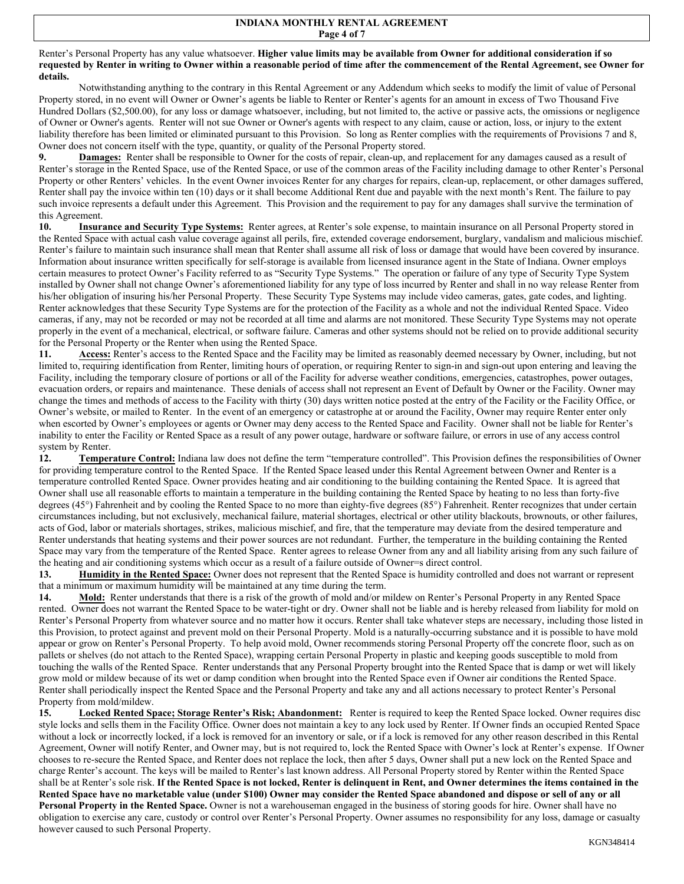Renter's Personal Property has any value whatsoever. **Higher value limits may be available from Owner for additional consideration if so requested by Renter in writing to Owner within a reasonable period of time after the commencement of the Rental Agreement, see Owner for details.**

Notwithstanding anything to the contrary in this Rental Agreement or any Addendum which seeks to modify the limit of value of Personal Property stored, in no event will Owner or Owner's agents be liable to Renter or Renter's agents for an amount in excess of Two Thousand Five Hundred Dollars ($2,500.00), for any loss or damage whatsoever, including, but not limited to, the active or passive acts, the omissions or negligence of Owner or Owner's agents. Renter will not sue Owner or Owner's agents with respect to any claim, cause or action, loss, or injury to the extent liability therefore has been limited or eliminated pursuant to this Provision. So long as Renter complies with the requirements of Provisions 7 and 8, Owner does not concern itself with the type, quantity, or quality of the Personal Property stored.

**9. Damages:** Renter shall be responsible to Owner for the costs of repair, clean-up, and replacement for any damages caused as a result of Renter's storage in the Rented Space, use of the Rented Space, or use of the common areas of the Facility including damage to other Renter's Personal Property or other Renters' vehicles. In the event Owner invoices Renter for any charges for repairs, clean-up, replacement, or other damages suffered, Renter shall pay the invoice within ten (10) days or it shall become Additional Rent due and payable with the next month's Rent. The failure to pay such invoice represents a default under this Agreement. This Provision and the requirement to pay for any damages shall survive the termination of this Agreement.

**10. Insurance and Security Type Systems:** Renter agrees, at Renter's sole expense, to maintain insurance on all Personal Property stored in the Rented Space with actual cash value coverage against all perils, fire, extended coverage endorsement, burglary, vandalism and malicious mischief. Renter's failure to maintain such insurance shall mean that Renter shall assume all risk of loss or damage that would have been covered by insurance. Information about insurance written specifically for self-storage is available from licensed insurance agent in the State of Indiana. Owner employs certain measures to protect Owner's Facility referred to as "Security Type Systems." The operation or failure of any type of Security Type System installed by Owner shall not change Owner's aforementioned liability for any type of loss incurred by Renter and shall in no way release Renter from his/her obligation of insuring his/her Personal Property. These Security Type Systems may include video cameras, gates, gate codes, and lighting. Renter acknowledges that these Security Type Systems are for the protection of the Facility as a whole and not the individual Rented Space. Video cameras, if any, may not be recorded or may not be recorded at all time and alarms are not monitored. These Security Type Systems may not operate properly in the event of a mechanical, electrical, or software failure. Cameras and other systems should not be relied on to provide additional security for the Personal Property or the Renter when using the Rented Space.

**11. Access:** Renter's access to the Rented Space and the Facility may be limited as reasonably deemed necessary by Owner, including, but not limited to, requiring identification from Renter, limiting hours of operation, or requiring Renter to sign-in and sign-out upon entering and leaving the Facility, including the temporary closure of portions or all of the Facility for adverse weather conditions, emergencies, catastrophes, power outages, evacuation orders, or repairs and maintenance. These denials of access shall not represent an Event of Default by Owner or the Facility. Owner may change the times and methods of access to the Facility with thirty (30) days written notice posted at the entry of the Facility or the Facility Office, or Owner's website, or mailed to Renter. In the event of an emergency or catastrophe at or around the Facility, Owner may require Renter enter only when escorted by Owner's employees or agents or Owner may deny access to the Rented Space and Facility. Owner shall not be liable for Renter's inability to enter the Facility or Rented Space as a result of any power outage, hardware or software failure, or errors in use of any access control system by Renter.

**12. Temperature Control:** Indiana law does not define the term "temperature controlled". This Provision defines the responsibilities of Owner for providing temperature control to the Rented Space. If the Rented Space leased under this Rental Agreement between Owner and Renter is a temperature controlled Rented Space. Owner provides heating and air conditioning to the building containing the Rented Space. It is agreed that Owner shall use all reasonable efforts to maintain a temperature in the building containing the Rented Space by heating to no less than forty-five degrees (45°) Fahrenheit and by cooling the Rented Space to no more than eighty-five degrees (85°) Fahrenheit. Renter recognizes that under certain circumstances including, but not exclusively, mechanical failure, material shortages, electrical or other utility blackouts, brownouts, or other failures, acts of God, labor or materials shortages, strikes, malicious mischief, and fire, that the temperature may deviate from the desired temperature and Renter understands that heating systems and their power sources are not redundant. Further, the temperature in the building containing the Rented Space may vary from the temperature of the Rented Space. Renter agrees to release Owner from any and all liability arising from any such failure of the heating and air conditioning systems which occur as a result of a failure outside of Owner=s direct control.

**13. Humidity in the Rented Space:** Owner does not represent that the Rented Space is humidity controlled and does not warrant or represent that a minimum or maximum humidity will be maintained at any time during the term.

**14. Mold:** Renter understands that there is a risk of the growth of mold and/or mildew on Renter's Personal Property in any Rented Space rented. Owner does not warrant the Rented Space to be water-tight or dry. Owner shall not be liable and is hereby released from liability for mold on Renter's Personal Property from whatever source and no matter how it occurs. Renter shall take whatever steps are necessary, including those listed in this Provision, to protect against and prevent mold on their Personal Property. Mold is a naturally-occurring substance and it is possible to have mold appear or grow on Renter's Personal Property. To help avoid mold, Owner recommends storing Personal Property off the concrete floor, such as on pallets or shelves (do not attach to the Rented Space), wrapping certain Personal Property in plastic and keeping goods susceptible to mold from touching the walls of the Rented Space. Renter understands that any Personal Property brought into the Rented Space that is damp or wet will likely grow mold or mildew because of its wet or damp condition when brought into the Rented Space even if Owner air conditions the Rented Space. Renter shall periodically inspect the Rented Space and the Personal Property and take any and all actions necessary to protect Renter's Personal Property from mold/mildew.

**15. Locked Rented Space; Storage Renter's Risk; Abandonment:** Renter is required to keep the Rented Space locked. Owner requires disc style locks and sells them in the Facility Office. Owner does not maintain a key to any lock used by Renter. If Owner finds an occupied Rented Space without a lock or incorrectly locked, if a lock is removed for an inventory or sale, or if a lock is removed for any other reason described in this Rental Agreement, Owner will notify Renter, and Owner may, but is not required to, lock the Rented Space with Owner's lock at Renter's expense. If Owner chooses to re-secure the Rented Space, and Renter does not replace the lock, then after 5 days, Owner shall put a new lock on the Rented Space and charge Renter's account. The keys will be mailed to Renter's last known address. All Personal Property stored by Renter within the Rented Space shall be at Renter's sole risk. **If the Rented Space is not locked, Renter is delinquent in Rent, and Owner determines the items contained in the Rented Space have no marketable value (under $100) Owner may consider the Rented Space abandoned and dispose or sell of any or all Personal Property in the Rented Space.** Owner is not a warehouseman engaged in the business of storing goods for hire. Owner shall have no obligation to exercise any care, custody or control over Renter's Personal Property. Owner assumes no responsibility for any loss, damage or casualty however caused to such Personal Property.

KGN348414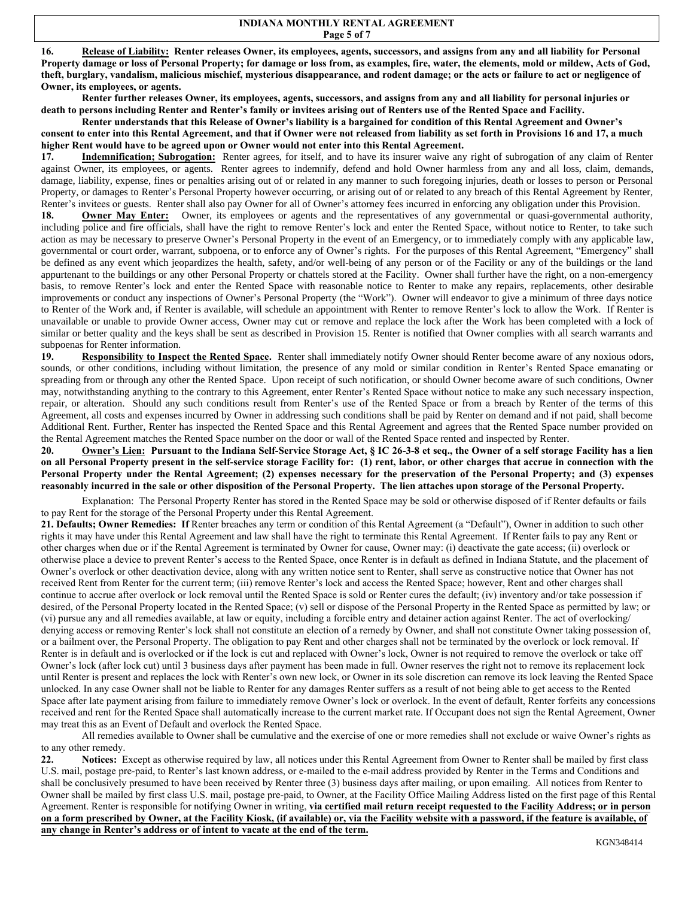**16. <u>Release of Liability:</u> Renter releases Owner, its employees, agents, successors, and assigns from any and all liability for Personal Property damage or loss of Personal Property; for damage or loss from, as examples, fire, water, the elements, mold or mildew, Acts of God, theft, burglary, vandalism, malicious mischief, mysterious disappearance, and rodent damage; or the acts or failure to act or negligence of Owner, its employees, or agents.**

**Renter further releases Owner, its employees, agents, successors, and assigns from any and all liability for personal injuries or death to persons including Renter and Renter's family or invitees arising out of Renters use of the Rented Space and Facility.**

**Renter understands that this Release of Owner's liability is a bargained for condition of this Rental Agreement and Owner's consent to enter into this Rental Agreement, and that if Owner were not released from liability as set forth in Provisions 16 and 17, a much higher Rent would have to be agreed upon or Owner would not enter into this Rental Agreement.**

**17. <u>Indemnification; Subrogation:</u>** Renter agrees, for itself, and to have its insurer waive any right of subrogation of any claim of Renter against Owner, its employees, or agents. Renter agrees to indemnify, defend and hold Owner harmless from any and all loss, claim, demands, damage, liability, expense, fines or penalties arising out of or related in any manner to such foregoing injuries, death or losses to person or Personal Property, or damages to Renter's Personal Property however occurring, or arising out of or related to any breach of this Rental Agreement by Renter, Renter's invitees or guests. Renter shall also pay Owner for all of Owner's attorney fees incurred in enforcing any obligation under this Provision.

**18. <u>Owner May Enter:</u>** Owner, its employees or agents and the representatives of any governmental or quasi-governmental authority, including police and fire officials, shall have the right to remove Renter's lock and enter the Rented Space, without notice to Renter, to take such action as may be necessary to preserve Owner's Personal Property in the event of an Emergency, or to immediately comply with any applicable law, governmental or court order, warrant, subpoena, or to enforce any of Owner's rights. For the purposes of this Rental Agreement, "Emergency" shall be defined as any event which jeopardizes the health, safety, and/or well-being of any person or of the Facility or any of the buildings or the land appurtenant to the buildings or any other Personal Property or chattels stored at the Facility. Owner shall further have the right, on a non-emergency basis, to remove Renter's lock and enter the Rented Space with reasonable notice to Renter to make any repairs, replacements, other desirable improvements or conduct any inspections of Owner's Personal Property (the "Work"). Owner will endeavor to give a minimum of three days notice to Renter of the Work and, if Renter is available, will schedule an appointment with Renter to remove Renter's lock to allow the Work. If Renter is unavailable or unable to provide Owner access, Owner may cut or remove and replace the lock after the Work has been completed with a lock of similar or better quality and the keys shall be sent as described in Provision 15. Renter is notified that Owner complies with all search warrants and subpoenas for Renter information.

**19. <u>Responsibility to Inspect the Rented Space</u>.** Renter shall immediately notify Owner should Renter become aware of any noxious odors, sounds, or other conditions, including without limitation, the presence of any mold or similar condition in Renter's Rented Space emanating or spreading from or through any other the Rented Space. Upon receipt of such notification, or should Owner become aware of such conditions, Owner may, notwithstanding anything to the contrary to this Agreement, enter Renter's Rented Space without notice to make any such necessary inspection, repair, or alteration. Should any such conditions result from Renter's use of the Rented Space or from a breach by Renter of the terms of this Agreement, all costs and expenses incurred by Owner in addressing such conditions shall be paid by Renter on demand and if not paid, shall become Additional Rent. Further, Renter has inspected the Rented Space and this Rental Agreement and agrees that the Rented Space number provided on the Rental Agreement matches the Rented Space number on the door or wall of the Rented Space rented and inspected by Renter.

**20. <u>Owner's Lien:</u> Pursuant to the Indiana Self-Service Storage Act, § IC 26-3-8 et seq., the Owner of a self storage Facility has a lien on all Personal Property present in the self-service storage Facility for: (1) rent, labor, or other charges that accrue in connection with the Personal Property under the Rental Agreement; (2) expenses necessary for the preservation of the Personal Property; and (3) expenses reasonably incurred in the sale or other disposition of the Personal Property. The lien attaches upon storage of the Personal Property.**

Explanation: The Personal Property Renter has stored in the Rented Space may be sold or otherwise disposed of if Renter defaults or fails to pay Rent for the storage of the Personal Property under this Rental Agreement.

**21. Defaults; Owner Remedies: If** Renter breaches any term or condition of this Rental Agreement (a "Default"), Owner in addition to such other rights it may have under this Rental Agreement and law shall have the right to terminate this Rental Agreement. If Renter fails to pay any Rent or other charges when due or if the Rental Agreement is terminated by Owner for cause, Owner may: (i) deactivate the gate access; (ii) overlock or otherwise place a device to prevent Renter's access to the Rented Space, once Renter is in default as defined in Indiana Statute, and the placement of Owner's overlock or other deactivation device, along with any written notice sent to Renter, shall serve as constructive notice that Owner has not received Rent from Renter for the current term; (iii) remove Renter's lock and access the Rented Space; however, Rent and other charges shall continue to accrue after overlock or lock removal until the Rented Space is sold or Renter cures the default; (iv) inventory and/or take possession if desired, of the Personal Property located in the Rented Space; (v) sell or dispose of the Personal Property in the Rented Space as permitted by law; or (vi) pursue any and all remedies available, at law or equity, including a forcible entry and detainer action against Renter. The act of overlocking/ denying access or removing Renter's lock shall not constitute an election of a remedy by Owner, and shall not constitute Owner taking possession of, or a bailment over, the Personal Property. The obligation to pay Rent and other charges shall not be terminated by the overlock or lock removal. If Renter is in default and is overlocked or if the lock is cut and replaced with Owner's lock, Owner is not required to remove the overlock or take off Owner's lock (after lock cut) until 3 business days after payment has been made in full. Owner reserves the right not to remove its replacement lock until Renter is present and replaces the lock with Renter's own new lock, or Owner in its sole discretion can remove its lock leaving the Rented Space unlocked. In any case Owner shall not be liable to Renter for any damages Renter suffers as a result of not being able to get access to the Rented Space after late payment arising from failure to immediately remove Owner's lock or overlock. In the event of default, Renter forfeits any concessions received and rent for the Rented Space shall automatically increase to the current market rate. If Occupant does not sign the Rental Agreement, Owner may treat this as an Event of Default and overlock the Rented Space.

All remedies available to Owner shall be cumulative and the exercise of one or more remedies shall not exclude or waive Owner's rights as to any other remedy.

**22. Notices:** Except as otherwise required by law, all notices under this Rental Agreement from Owner to Renter shall be mailed by first class U.S. mail, postage pre-paid, to Renter's last known address, or e-mailed to the e-mail address provided by Renter in the Terms and Conditions and shall be conclusively presumed to have been received by Renter three (3) business days after mailing, or upon emailing. All notices from Renter to Owner shall be mailed by first class U.S. mail, postage pre-paid, to Owner, at the Facility Office Mailing Address listed on the first page of this Rental Agreement. Renter is responsible for notifying Owner in writing, **<u>via certified mail return receipt requested to the Facility Address; or in person on a form prescribed by Owner, at the Facility Kiosk, (if available) or, via the Facility website with a password, if the feature is available, of any change in Renter's address or of intent to vacate at the end of the term.</u>**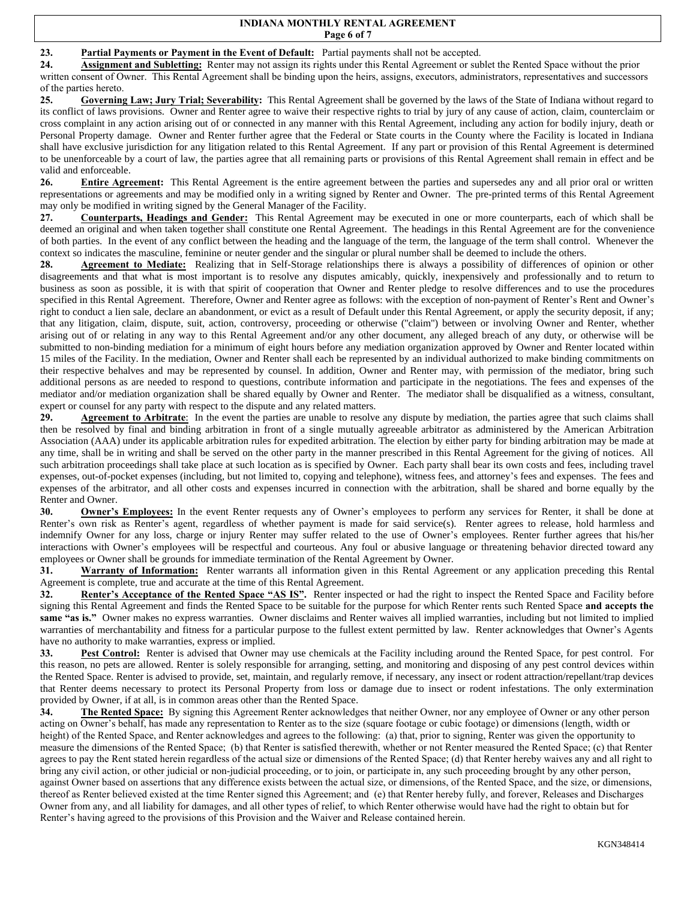**23. Partial Payments or Payment in the Event of Default:** Partial payments shall not be accepted.

**24. Assignment and Subletting:** Renter may not assign its rights under this Rental Agreement or sublet the Rented Space without the prior written consent of Owner. This Rental Agreement shall be binding upon the heirs, assigns, executors, administrators, representatives and successors of the parties hereto.

**25. Governing Law; Jury Trial; Severability:** This Rental Agreement shall be governed by the laws of the State of Indiana without regard to its conflict of laws provisions. Owner and Renter agree to waive their respective rights to trial by jury of any cause of action, claim, counterclaim or cross complaint in any action arising out of or connected in any manner with this Rental Agreement, including any action for bodily injury, death or Personal Property damage. Owner and Renter further agree that the Federal or State courts in the County where the Facility is located in Indiana shall have exclusive jurisdiction for any litigation related to this Rental Agreement. If any part or provision of this Rental Agreement is determined to be unenforceable by a court of law, the parties agree that all remaining parts or provisions of this Rental Agreement shall remain in effect and be valid and enforceable.

**26. Entire Agreement:** This Rental Agreement is the entire agreement between the parties and supersedes any and all prior oral or written representations or agreements and may be modified only in a writing signed by Renter and Owner. The pre-printed terms of this Rental Agreement may only be modified in writing signed by the General Manager of the Facility.

**27. Counterparts, Headings and Gender:** This Rental Agreement may be executed in one or more counterparts, each of which shall be deemed an original and when taken together shall constitute one Rental Agreement. The headings in this Rental Agreement are for the convenience of both parties. In the event of any conflict between the heading and the language of the term, the language of the term shall control. Whenever the context so indicates the masculine, feminine or neuter gender and the singular or plural number shall be deemed to include the others.

**28. Agreement to Mediate:** Realizing that in Self-Storage relationships there is always a possibility of differences of opinion or other disagreements and that what is most important is to resolve any disputes amicably, quickly, inexpensively and professionally and to return to business as soon as possible, it is with that spirit of cooperation that Owner and Renter pledge to resolve differences and to use the procedures specified in this Rental Agreement. Therefore, Owner and Renter agree as follows: with the exception of non-payment of Renter's Rent and Owner's right to conduct a lien sale, declare an abandonment, or evict as a result of Default under this Rental Agreement, or apply the security deposit, if any; that any litigation, claim, dispute, suit, action, controversy, proceeding or otherwise ("claim") between or involving Owner and Renter, whether arising out of or relating in any way to this Rental Agreement and/or any other document, any alleged breach of any duty, or otherwise will be submitted to non-binding mediation for a minimum of eight hours before any mediation organization approved by Owner and Renter located within 15 miles of the Facility. In the mediation, Owner and Renter shall each be represented by an individual authorized to make binding commitments on their respective behalves and may be represented by counsel. In addition, Owner and Renter may, with permission of the mediator, bring such additional persons as are needed to respond to questions, contribute information and participate in the negotiations. The fees and expenses of the mediator and/or mediation organization shall be shared equally by Owner and Renter. The mediator shall be disqualified as a witness, consultant, expert or counsel for any party with respect to the dispute and any related matters.

**29. Agreement to Arbitrate:** In the event the parties are unable to resolve any dispute by mediation, the parties agree that such claims shall then be resolved by final and binding arbitration in front of a single mutually agreeable arbitrator as administered by the American Arbitration Association (AAA) under its applicable arbitration rules for expedited arbitration. The election by either party for binding arbitration may be made at any time, shall be in writing and shall be served on the other party in the manner prescribed in this Rental Agreement for the giving of notices. All such arbitration proceedings shall take place at such location as is specified by Owner. Each party shall bear its own costs and fees, including travel expenses, out-of-pocket expenses (including, but not limited to, copying and telephone), witness fees, and attorney's fees and expenses. The fees and expenses of the arbitrator, and all other costs and expenses incurred in connection with the arbitration, shall be shared and borne equally by the Renter and Owner.

**30. Owner's Employees:** In the event Renter requests any of Owner's employees to perform any services for Renter, it shall be done at Renter's own risk as Renter's agent, regardless of whether payment is made for said service(s). Renter agrees to release, hold harmless and indemnify Owner for any loss, charge or injury Renter may suffer related to the use of Owner's employees. Renter further agrees that his/her interactions with Owner's employees will be respectful and courteous. Any foul or abusive language or threatening behavior directed toward any employees or Owner shall be grounds for immediate termination of the Rental Agreement by Owner.

**31. Warranty of Information:** Renter warrants all information given in this Rental Agreement or any application preceding this Rental Agreement is complete, true and accurate at the time of this Rental Agreement.

**32. Renter's Acceptance of the Rented Space "AS IS".** Renter inspected or had the right to inspect the Rented Space and Facility before signing this Rental Agreement and finds the Rented Space to be suitable for the purpose for which Renter rents such Rented Space **and accepts the same "as is."** Owner makes no express warranties. Owner disclaims and Renter waives all implied warranties, including but not limited to implied warranties of merchantability and fitness for a particular purpose to the fullest extent permitted by law. Renter acknowledges that Owner's Agents have no authority to make warranties, express or implied.

**33. Pest Control:** Renter is advised that Owner may use chemicals at the Facility including around the Rented Space, for pest control. For this reason, no pets are allowed. Renter is solely responsible for arranging, setting, and monitoring and disposing of any pest control devices within the Rented Space. Renter is advised to provide, set, maintain, and regularly remove, if necessary, any insect or rodent attraction/repellant/trap devices that Renter deems necessary to protect its Personal Property from loss or damage due to insect or rodent infestations. The only extermination provided by Owner, if at all, is in common areas other than the Rented Space.

**34. The Rented Space:** By signing this Agreement Renter acknowledges that neither Owner, nor any employee of Owner or any other person acting on Owner's behalf, has made any representation to Renter as to the size (square footage or cubic footage) or dimensions (length, width or height) of the Rented Space, and Renter acknowledges and agrees to the following: (a) that, prior to signing, Renter was given the opportunity to measure the dimensions of the Rented Space; (b) that Renter is satisfied therewith, whether or not Renter measured the Rented Space; (c) that Renter agrees to pay the Rent stated herein regardless of the actual size or dimensions of the Rented Space; (d) that Renter hereby waives any and all right to bring any civil action, or other judicial or non-judicial proceeding, or to join, or participate in, any such proceeding brought by any other person, against Owner based on assertions that any difference exists between the actual size, or dimensions, of the Rented Space, and the size, or dimensions, thereof as Renter believed existed at the time Renter signed this Agreement; and (e) that Renter hereby fully, and forever, Releases and Discharges Owner from any, and all liability for damages, and all other types of relief, to which Renter otherwise would have had the right to obtain but for Renter's having agreed to the provisions of this Provision and the Waiver and Release contained herein.

KGN348414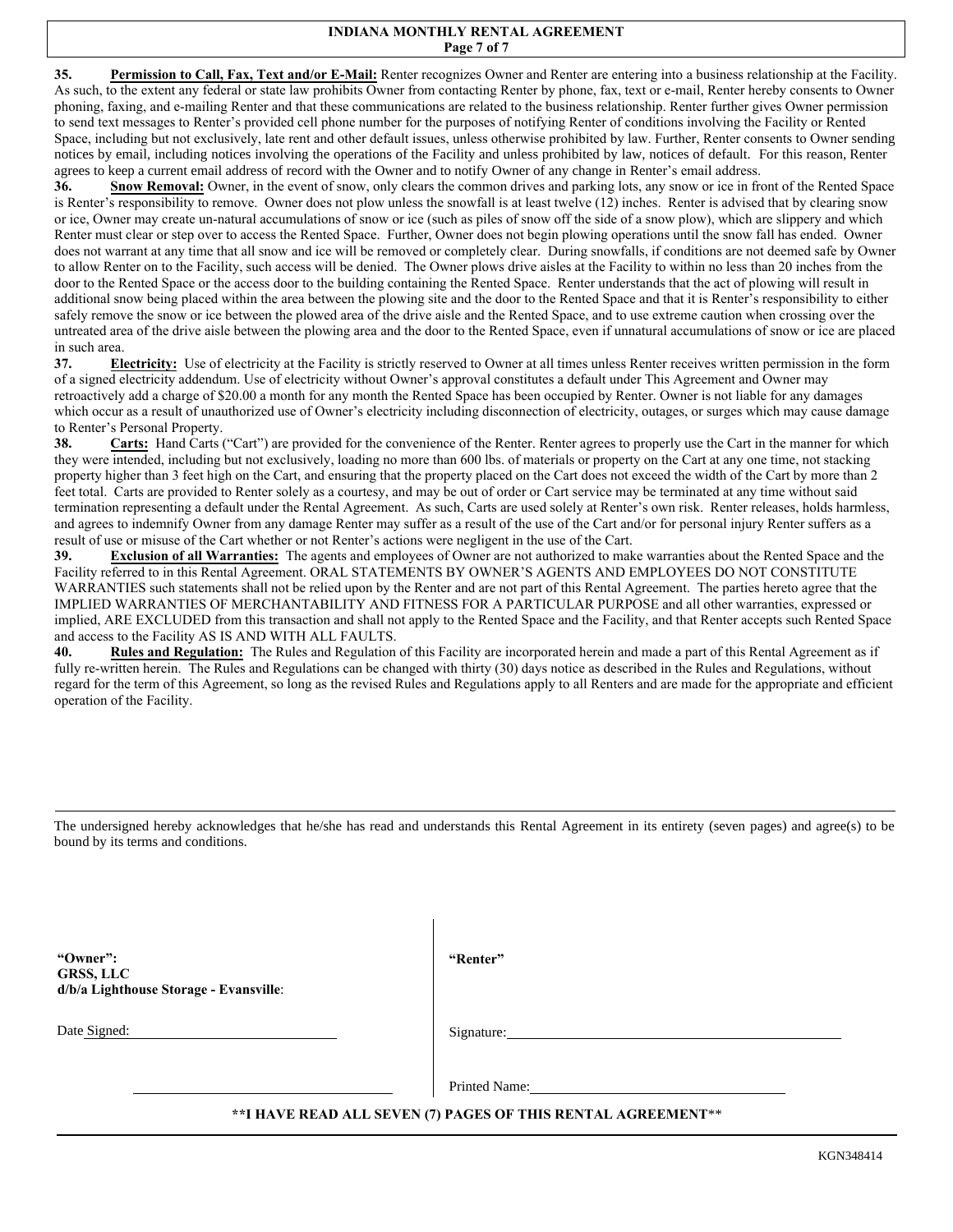**35. Permission to Call, Fax, Text and/or E-Mail:** Renter recognizes Owner and Renter are entering into a business relationship at the Facility. As such, to the extent any federal or state law prohibits Owner from contacting Renter by phone, fax, text or e-mail, Renter hereby consents to Owner phoning, faxing, and e-mailing Renter and that these communications are related to the business relationship. Renter further gives Owner permission to send text messages to Renter's provided cell phone number for the purposes of notifying Renter of conditions involving the Facility or Rented Space, including but not exclusively, late rent and other default issues, unless otherwise prohibited by law. Further, Renter consents to Owner sending notices by email, including notices involving the operations of the Facility and unless prohibited by law, notices of default. For this reason, Renter agrees to keep a current email address of record with the Owner and to notify Owner of any change in Renter's email address.

**36. Snow Removal:** Owner, in the event of snow, only clears the common drives and parking lots, any snow or ice in front of the Rented Space is Renter's responsibility to remove. Owner does not plow unless the snowfall is at least twelve (12) inches. Renter is advised that by clearing snow or ice, Owner may create un-natural accumulations of snow or ice (such as piles of snow off the side of a snow plow), which are slippery and which Renter must clear or step over to access the Rented Space. Further, Owner does not begin plowing operations until the snow fall has ended. Owner does not warrant at any time that all snow and ice will be removed or completely clear. During snowfalls, if conditions are not deemed safe by Owner to allow Renter on to the Facility, such access will be denied. The Owner plows drive aisles at the Facility to within no less than 20 inches from the door to the Rented Space or the access door to the building containing the Rented Space. Renter understands that the act of plowing will result in additional snow being placed within the area between the plowing site and the door to the Rented Space and that it is Renter's responsibility to either safely remove the snow or ice between the plowed area of the drive aisle and the Rented Space, and to use extreme caution when crossing over the untreated area of the drive aisle between the plowing area and the door to the Rented Space, even if unnatural accumulations of snow or ice are placed in such area.

**37. Electricity:** Use of electricity at the Facility is strictly reserved to Owner at all times unless Renter receives written permission in the form of a signed electricity addendum. Use of electricity without Owner's approval constitutes a default under This Agreement and Owner may retroactively add a charge of $20.00 a month for any month the Rented Space has been occupied by Renter. Owner is not liable for any damages which occur as a result of unauthorized use of Owner's electricity including disconnection of electricity, outages, or surges which may cause damage to Renter's Personal Property.

**38. Carts:** Hand Carts ("Cart") are provided for the convenience of the Renter. Renter agrees to properly use the Cart in the manner for which they were intended, including but not exclusively, loading no more than 600 lbs. of materials or property on the Cart at any one time, not stacking property higher than 3 feet high on the Cart, and ensuring that the property placed on the Cart does not exceed the width of the Cart by more than 2 feet total. Carts are provided to Renter solely as a courtesy, and may be out of order or Cart service may be terminated at any time without said termination representing a default under the Rental Agreement. As such, Carts are used solely at Renter's own risk. Renter releases, holds harmless, and agrees to indemnify Owner from any damage Renter may suffer as a result of the use of the Cart and/or for personal injury Renter suffers as a result of use or misuse of the Cart whether or not Renter's actions were negligent in the use of the Cart.

**39. Exclusion of all Warranties:** The agents and employees of Owner are not authorized to make warranties about the Rented Space and the Facility referred to in this Rental Agreement. ORAL STATEMENTS BY OWNER'S AGENTS AND EMPLOYEES DO NOT CONSTITUTE WARRANTIES such statements shall not be relied upon by the Renter and are not part of this Rental Agreement. The parties hereto agree that the IMPLIED WARRANTIES OF MERCHANTABILITY AND FITNESS FOR A PARTICULAR PURPOSE and all other warranties, expressed or implied, ARE EXCLUDED from this transaction and shall not apply to the Rented Space and the Facility, and that Renter accepts such Rented Space and access to the Facility AS IS AND WITH ALL FAULTS.

**40. Rules and Regulation:** The Rules and Regulation of this Facility are incorporated herein and made a part of this Rental Agreement as if fully re-written herein. The Rules and Regulations can be changed with thirty (30) days notice as described in the Rules and Regulations, without regard for the term of this Agreement, so long as the revised Rules and Regulations apply to all Renters and are made for the appropriate and efficient operation of the Facility.

---

The undersigned hereby acknowledges that he/she has read and understands this Rental Agreement in its entirety (seven pages) and agree(s) to be bound by its terms and conditions.

| **"Owner":** **GRSS, LLC** **d/b/a Lighthouse Storage - Evansville**: | **"Renter"** |
|---|---|
| Date Signed: ______________________ | Signature: ______________________ |
| ______________________ | Printed Name: ______________________ |

**\*\*I HAVE READ ALL SEVEN (7) PAGES OF THIS RENTAL AGREEMENT\*\***

KGN348414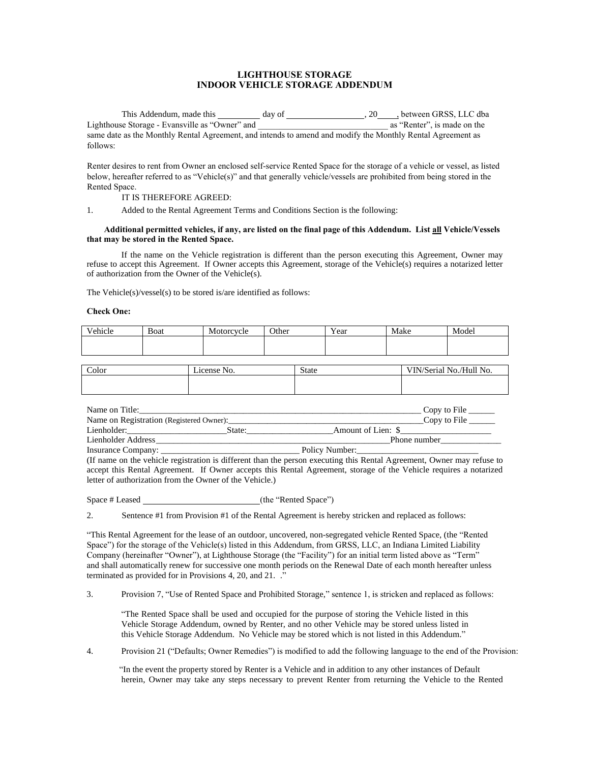# LIGHTHOUSE STORAGE
## INDOOR VEHICLE STORAGE ADDENDUM

This Addendum, made this __________ day of __________________, 20____, between GRSS, LLC dba Lighthouse Storage - Evansville as "Owner" and ______________________________ as "Renter", is made on the same date as the Monthly Rental Agreement, and intends to amend and modify the Monthly Rental Agreement as follows:

Renter desires to rent from Owner an enclosed self-service Rented Space for the storage of a vehicle or vessel, as listed below, hereafter referred to as "Vehicle(s)" and that generally vehicle/vessels are prohibited from being stored in the Rented Space.

IT IS THEREFORE AGREED:

1. Added to the Rental Agreement Terms and Conditions Section is the following:

**Additional permitted vehicles, if any, are listed on the final page of this Addendum. List all Vehicle/Vessels that may be stored in the Rented Space.**

If the name on the Vehicle registration is different than the person executing this Agreement, Owner may refuse to accept this Agreement. If Owner accepts this Agreement, storage of the Vehicle(s) requires a notarized letter of authorization from the Owner of the Vehicle(s).

The Vehicle(s)/vessel(s) to be stored is/are identified as follows:

**Check One:**

| Vehicle | Boat | Motorcycle | Other | Year | Make | Model |
|---|---|---|---|---|---|---|
| | | | | | | |

| Color | License No. | State | VIN/Serial No./Hull No. |
|---|---|---|---|
| | | | |

Name on Title:______________________________________________________________ Copy to File ______
Name on Registration (Registered Owner):_____________________________________________Copy to File ______
Lienholder:______________________State:__________________Amount of Lien: $____________________
Lienholder Address_______________________________________________________Phone number_____________
Insurance Company: _______________________________ Policy Number:____________________________
(If name on the vehicle registration is different than the person executing this Rental Agreement, Owner may refuse to accept this Rental Agreement. If Owner accepts this Rental Agreement, storage of the Vehicle requires a notarized letter of authorization from the Owner of the Vehicle.)

Space # Leased __________________________(the "Rented Space")

2. Sentence #1 from Provision #1 of the Rental Agreement is hereby stricken and replaced as follows:

"This Rental Agreement for the lease of an outdoor, uncovered, non-segregated vehicle Rented Space, (the "Rented Space") for the storage of the Vehicle(s) listed in this Addendum, from GRSS, LLC, an Indiana Limited Liability Company (hereinafter "Owner"), at Lighthouse Storage (the "Facility") for an initial term listed above as "Term" and shall automatically renew for successive one month periods on the Renewal Date of each month hereafter unless terminated as provided for in Provisions 4, 20, and 21. ."

3. Provision 7, "Use of Rented Space and Prohibited Storage," sentence 1, is stricken and replaced as follows:

"The Rented Space shall be used and occupied for the purpose of storing the Vehicle listed in this Vehicle Storage Addendum, owned by Renter, and no other Vehicle may be stored unless listed in this Vehicle Storage Addendum. No Vehicle may be stored which is not listed in this Addendum."

4. Provision 21 ("Defaults; Owner Remedies") is modified to add the following language to the end of the Provision:

"In the event the property stored by Renter is a Vehicle and in addition to any other instances of Default herein, Owner may take any steps necessary to prevent Renter from returning the Vehicle to the Rented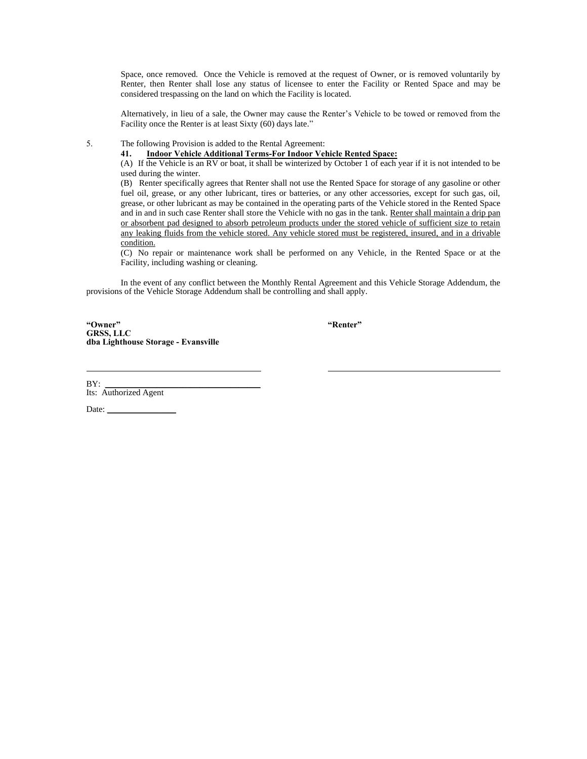Space, once removed. Once the Vehicle is removed at the request of Owner, or is removed voluntarily by Renter, then Renter shall lose any status of licensee to enter the Facility or Rented Space and may be considered trespassing on the land on which the Facility is located.

Alternatively, in lieu of a sale, the Owner may cause the Renter's Vehicle to be towed or removed from the Facility once the Renter is at least Sixty (60) days late."

5. The following Provision is added to the Rental Agreement:

**41. <u>Indoor Vehicle Additional Terms-For Indoor Vehicle Rented Space:</u>**

(A) If the Vehicle is an RV or boat, it shall be winterized by October 1 of each year if it is not intended to be used during the winter.

(B) Renter specifically agrees that Renter shall not use the Rented Space for storage of any gasoline or other fuel oil, grease, or any other lubricant, tires or batteries, or any other accessories, except for such gas, oil, grease, or other lubricant as may be contained in the operating parts of the Vehicle stored in the Rented Space and in and in such case Renter shall store the Vehicle with no gas in the tank. <u>Renter shall maintain a drip pan or absorbent pad designed to absorb petroleum products under the stored vehicle of sufficient size to retain any leaking fluids from the vehicle stored. Any vehicle stored must be registered, insured, and in a drivable condition.</u>

(C) No repair or maintenance work shall be performed on any Vehicle, in the Rented Space or at the Facility, including washing or cleaning.

In the event of any conflict between the Monthly Rental Agreement and this Vehicle Storage Addendum, the provisions of the Vehicle Storage Addendum shall be controlling and shall apply.

**"Owner"**
**GRSS, LLC**
**dba Lighthouse Storage - Evansville**

**"Renter"**

\_\_\_\_\_\_\_\_\_\_\_\_\_\_\_\_\_\_\_\_\_\_\_\_\_\_\_\_\_\_\_\_\_\_\_\_\_\_ \_\_\_\_\_\_\_\_\_\_\_\_\_\_\_\_\_\_\_\_\_\_\_\_\_\_\_\_\_\_\_\_\_\_\_\_\_\_

BY: \_\_\_\_\_\_\_\_\_\_\_\_\_\_\_\_\_\_\_\_\_\_\_\_\_\_\_\_\_\_\_\_\_\_
Its: Authorized Agent

Date: \_\_\_\_\_\_\_\_\_\_\_\_\_\_\_\_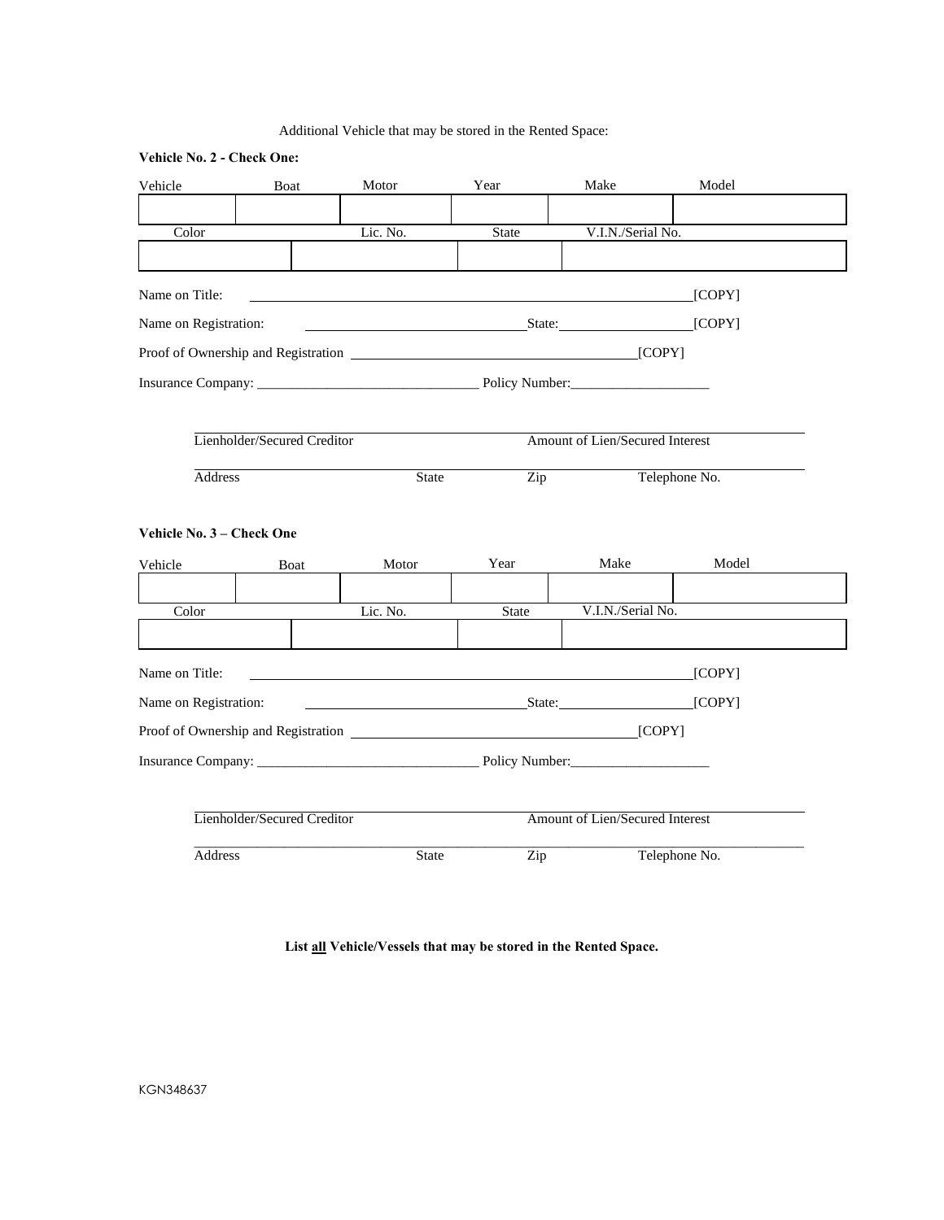Additional Vehicle that may be stored in the Rented Space:

**Vehicle No. 2 - Check One:**

| Vehicle | Boat | Motor | Year | Make | Model |
|---|---|---|---|---|---|
| | | | | | |

| Color | Lic. No. | State | V.I.N./Serial No. |
|---|---|---|---|
| | | | |

Name on Title: ______________________________________________ [COPY]

Name on Registration: ______________________ State: ______________ [COPY]

Proof of Ownership and Registration ______________________________ [COPY]

Insurance Company: ________________________________ Policy Number:____________________

______________________________________________________________________

Lienholder/Secured Creditor Amount of Lien/Secured Interest

______________________________________________________________________

Address State Zip Telephone No.

**Vehicle No. 3 – Check One**

| Vehicle | Boat | Motor | Year | Make | Model |
|---|---|---|---|---|---|
| | | | | | |

| Color | Lic. No. | State | V.I.N./Serial No. |
|---|---|---|---|
| | | | |

Name on Title: ______________________________________________ [COPY]

Name on Registration: ______________________ State: ______________ [COPY]

Proof of Ownership and Registration ______________________________ [COPY]

Insurance Company: ________________________________ Policy Number:____________________

______________________________________________________________________

Lienholder/Secured Creditor Amount of Lien/Secured Interest

______________________________________________________________________

Address State Zip Telephone No.

**List <u>all</u> Vehicle/Vessels that may be stored in the Rented Space.**

KGN348637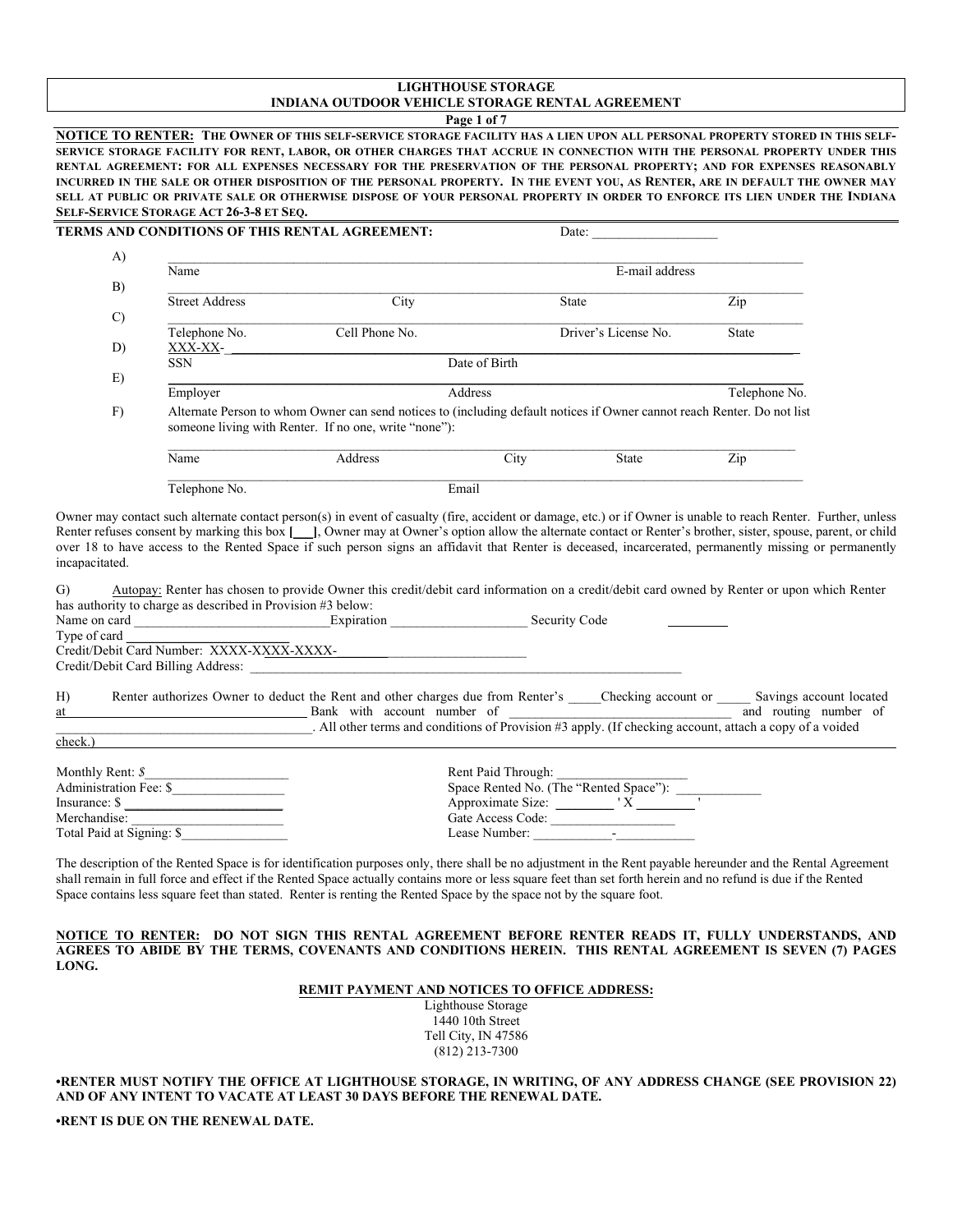**LIGHTHOUSE STORAGE**
**INDIANA OUTDOOR VEHICLE STORAGE RENTAL AGREEMENT**

**NOTICE TO RENTER:** THE OWNER OF THIS SELF-SERVICE STORAGE FACILITY HAS A LIEN UPON ALL PERSONAL PROPERTY STORED IN THIS SELF-SERVICE STORAGE FACILITY FOR RENT, LABOR, OR OTHER CHARGES THAT ACCRUE IN CONNECTION WITH THE PERSONAL PROPERTY UNDER THIS RENTAL AGREEMENT: FOR ALL EXPENSES NECESSARY FOR THE PRESERVATION OF THE PERSONAL PROPERTY; AND FOR EXPENSES REASONABLY INCURRED IN THE SALE OR OTHER DISPOSITION OF THE PERSONAL PROPERTY. IN THE EVENT YOU, AS RENTER, ARE IN DEFAULT THE OWNER MAY SELL AT PUBLIC OR PRIVATE SALE OR OTHERWISE DISPOSE OF YOUR PERSONAL PROPERTY IN ORDER TO ENFORCE ITS LIEN UNDER THE INDIANA SELF-SERVICE STORAGE ACT 26-3-8 ET SEQ.

**TERMS AND CONDITIONS OF THIS RENTAL AGREEMENT:** Date: ___________________

A) ______________________________________________
Name | E-mail address

B) ______________________________________________
Street Address | City | State | Zip

C) ______________________________________________
Telephone No. | Cell Phone No. | Driver's License No. | State

D) XXX-XX-______________________________________
SSN | Date of Birth

E) ______________________________________________
Employer | Address | Telephone No.

F) Alternate Person to whom Owner can send notices to (including default notices if Owner cannot reach Renter. Do not list someone living with Renter. If no one, write "none"):

______________________________________________
Name | Address | City | State | Zip

______________________________________________
Telephone No. | Email

Owner may contact such alternate contact person(s) in event of casualty (fire, accident or damage, etc.) or if Owner is unable to reach Renter. Further, unless Renter refuses consent by marking this box **[___]**, Owner may at Owner's option allow the alternate contact or Renter's brother, sister, spouse, parent, or child over 18 to have access to the Rented Space if such person signs an affidavit that Renter is deceased, incarcerated, permanently missing or permanently incapacitated.

G) Autopay: Renter has chosen to provide Owner this credit/debit card information on a credit/debit card owned by Renter or upon which Renter has authority to charge as described in Provision #3 below:
Name on card _____________________________ Expiration ____________________ Security Code _________
Type of card ______________________
Credit/Debit Card Number: XXXX-XXXX-XXXX-_____________________________
Credit/Debit Card Billing Address: _______________________________________________________________

H) Renter authorizes Owner to deduct the Rent and other charges due from Renter's _____Checking account or _____ Savings account located at _________________________________ Bank with account number of _______________________________ and routing number of _____________________________________. All other terms and conditions of Provision #3 apply. (If checking account, attach a copy of a voided check.)

Monthly Rent: $_____________________
Administration Fee: $_________________
Insurance: $ _______________________
Merchandise: ______________________
Total Paid at Signing: $________________

Rent Paid Through: ___________________
Space Rented No. (The "Rented Space"): ____________
Approximate Size: ________ ' X ________ '
Gate Access Code: __________________
Lease Number: ___________-___________

The description of the Rented Space is for identification purposes only, there shall be no adjustment in the Rent payable hereunder and the Rental Agreement shall remain in full force and effect if the Rented Space actually contains more or less square feet than set forth herein and no refund is due if the Rented Space contains less square feet than stated. Renter is renting the Rented Space by the space not by the square foot.

**NOTICE TO RENTER: DO NOT SIGN THIS RENTAL AGREEMENT BEFORE RENTER READS IT, FULLY UNDERSTANDS, AND AGREES TO ABIDE BY THE TERMS, COVENANTS AND CONDITIONS HEREIN. THIS RENTAL AGREEMENT IS SEVEN (7) PAGES LONG.**

**REMIT PAYMENT AND NOTICES TO OFFICE ADDRESS:**

Lighthouse Storage
1440 10th Street
Tell City, IN 47586
(812) 213-7300

**•RENTER MUST NOTIFY THE OFFICE AT LIGHTHOUSE STORAGE, IN WRITING, OF ANY ADDRESS CHANGE (SEE PROVISION 22) AND OF ANY INTENT TO VACATE AT LEAST 30 DAYS BEFORE THE RENEWAL DATE.**

**•RENT IS DUE ON THE RENEWAL DATE.**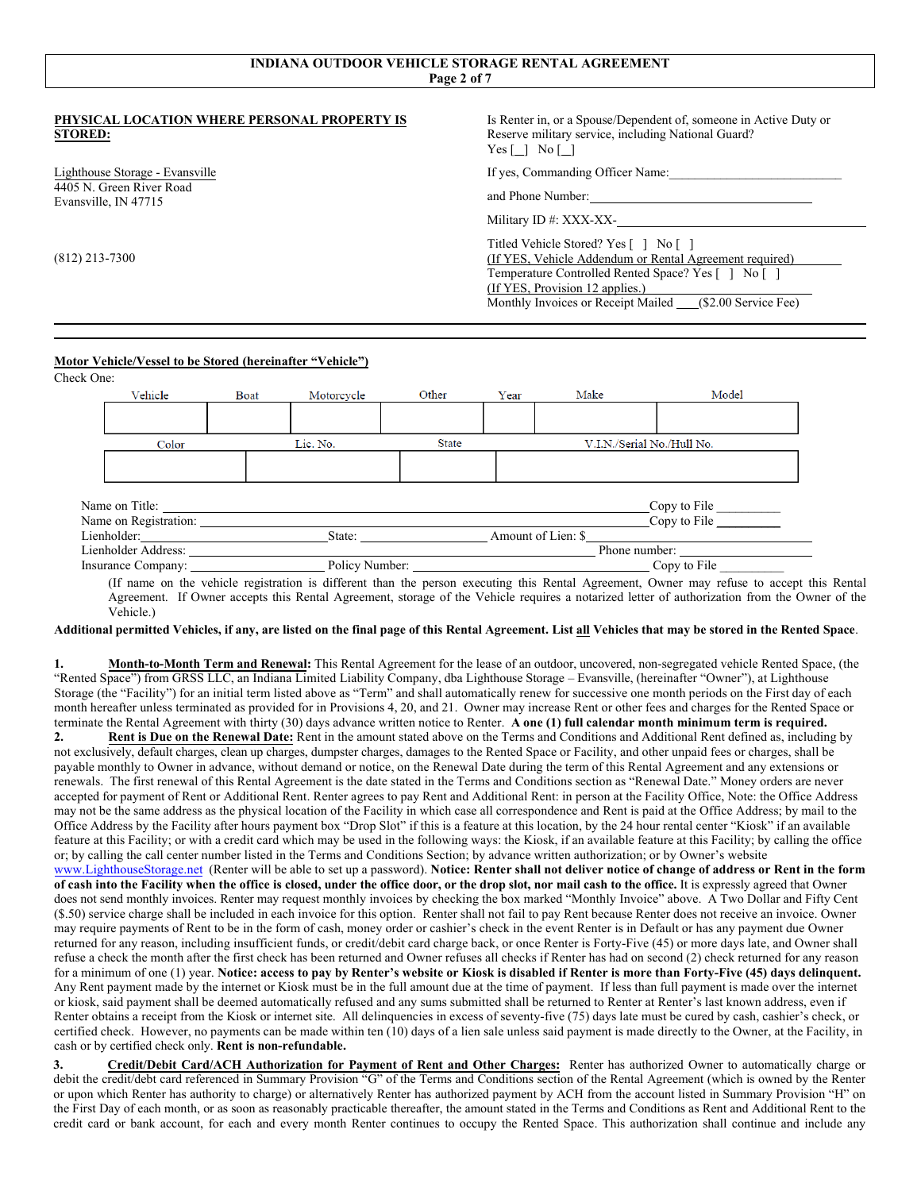# INDIANA OUTDOOR VEHICLE STORAGE RENTAL AGREEMENT

**PHYSICAL LOCATION WHERE PERSONAL PROPERTY IS STORED:**

Lighthouse Storage - Evansville
4405 N. Green River Road
Evansville, IN 47715

(812) 213-7300

Is Renter in, or a Spouse/Dependent of, someone in Active Duty or Reserve military service, including National Guard?
Yes [__] No [__]

If yes, Commanding Officer Name:___________________________

and Phone Number:___________________________

Military ID #: XXX-XX-___________________________

Titled Vehicle Stored? Yes [ ] No [ ]
(If YES, Vehicle Addendum or Rental Agreement required)
Temperature Controlled Rented Space? Yes [ ] No [ ]
(If YES, Provision 12 applies.)
Monthly Invoices or Receipt Mailed ___($2.00 Service Fee)

---

**Motor Vehicle/Vessel to be Stored (hereinafter "Vehicle")**

Check One:

| Vehicle | Boat | Motorcycle | Other | Year | Make | Model |
|---|---|---|---|---|---|---|
| | | | | | | |

| Color | Lic. No. | State | V.I.N./Serial No./Hull No. |
|---|---|---|---|
| | | | |

Name on Title: ___________________________ Copy to File __________
Name on Registration: ___________________________ Copy to File __________
Lienholder: ______________ State: ______________ Amount of Lien: $______________
Lienholder Address: ___________________________ Phone number: ______________
Insurance Company: ______________ Policy Number: ______________ Copy to File __________

(If name on the vehicle registration is different than the person executing this Rental Agreement, Owner may refuse to accept this Rental Agreement. If Owner accepts this Rental Agreement, storage of the Vehicle requires a notarized letter of authorization from the Owner of the Vehicle.)

**Additional permitted Vehicles, if any, are listed on the final page of this Rental Agreement. List all Vehicles that may be stored in the Rented Space.**

**1. Month-to-Month Term and Renewal:** This Rental Agreement for the lease of an outdoor, uncovered, non-segregated vehicle Rented Space, (the "Rented Space") from GRSS LLC, an Indiana Limited Liability Company, dba Lighthouse Storage – Evansville, (hereinafter "Owner"), at Lighthouse Storage (the "Facility") for an initial term listed above as "Term" and shall automatically renew for successive one month periods on the First day of each month hereafter unless terminated as provided for in Provisions 4, 20, and 21. Owner may increase Rent or other fees and charges for the Rented Space or terminate the Rental Agreement with thirty (30) days advance written notice to Renter. **A one (1) full calendar month minimum term is required.**

**2. Rent is Due on the Renewal Date:** Rent in the amount stated above on the Terms and Conditions and Additional Rent defined as, including by not exclusively, default charges, clean up charges, dumpster charges, damages to the Rented Space or Facility, and other unpaid fees or charges, shall be payable monthly to Owner in advance, without demand or notice, on the Renewal Date during the term of this Rental Agreement and any extensions or renewals. The first renewal of this Rental Agreement is the date stated in the Terms and Conditions section as "Renewal Date." Money orders are never accepted for payment of Rent or Additional Rent. Renter agrees to pay Rent and Additional Rent: in person at the Facility Office, Note: the Office Address may not be the same address as the physical location of the Facility in which case all correspondence and Rent is paid at the Office Address; by mail to the Office Address by the Facility after hours payment box "Drop Slot" if this is a feature at this location, by the 24 hour rental center "Kiosk" if an available feature at this Facility; or with a credit card which may be used in the following ways: the Kiosk, if an available feature at this Facility; by calling the office or; by calling the call center number listed in the Terms and Conditions Section; by advance written authorization; or by Owner's website www.LighthouseStorage.net (Renter will be able to set up a password). **Notice: Renter shall not deliver notice of change of address or Rent in the form of cash into the Facility when the office is closed, under the office door, or the drop slot, nor mail cash to the office.** It is expressly agreed that Owner does not send monthly invoices. Renter may request monthly invoices by checking the box marked "Monthly Invoice" above. A Two Dollar and Fifty Cent ($.50) service charge shall be included in each invoice for this option. Renter shall not fail to pay Rent because Renter does not receive an invoice. Owner may require payments of Rent to be in the form of cash, money order or cashier's check in the event Renter is in Default or has any payment due Owner returned for any reason, including insufficient funds, or credit/debit card charge back, or once Renter is Forty-Five (45) or more days late, and Owner shall refuse a check the month after the first check has been returned and Owner refuses all checks if Renter has had on second (2) check returned for any reason for a minimum of one (1) year. **Notice: access to pay by Renter's website or Kiosk is disabled if Renter is more than Forty-Five (45) days delinquent.** Any Rent payment made by the internet or Kiosk must be in the full amount due at the time of payment. If less than full payment is made over the internet or kiosk, said payment shall be deemed automatically refused and any sums submitted shall be returned to Renter at Renter's last known address, even if Renter obtains a receipt from the Kiosk or internet site. All delinquencies in excess of seventy-five (75) days late must be cured by cash, cashier's check, or certified check. However, no payments can be made within ten (10) days of a lien sale unless said payment is made directly to the Owner, at the Facility, in cash or by certified check only. **Rent is non-refundable.**

**3. Credit/Debit Card/ACH Authorization for Payment of Rent and Other Charges:** Renter has authorized Owner to automatically charge or debit the credit/debt card referenced in Summary Provision "G" of the Terms and Conditions section of the Rental Agreement (which is owned by the Renter or upon which Renter has authority to charge) or alternatively Renter has authorized payment by ACH from the account listed in Summary Provision "H" on the First Day of each month, or as soon as reasonably practicable thereafter, the amount stated in the Terms and Conditions as Rent and Additional Rent to the credit card or bank account, for each and every month Renter continues to occupy the Rented Space. This authorization shall continue and include any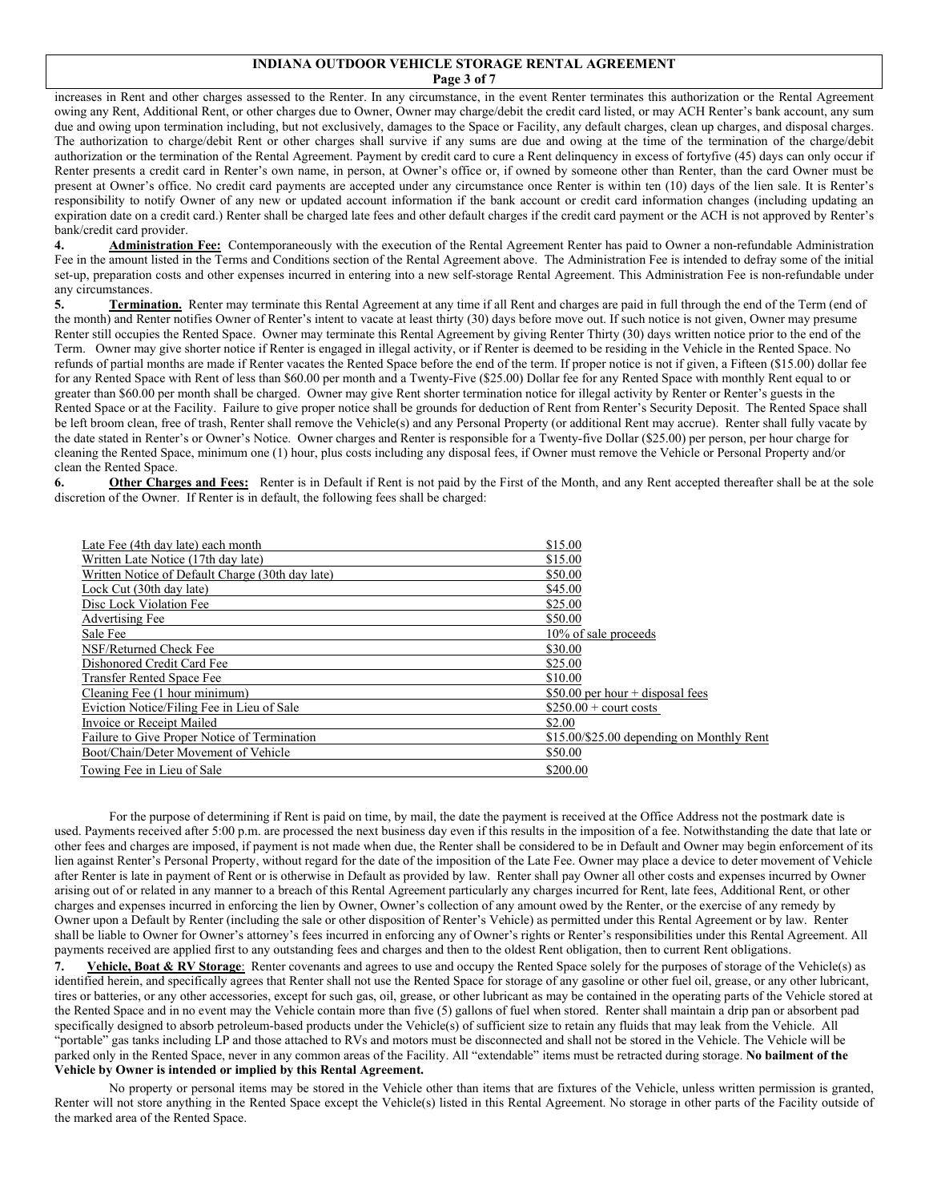increases in Rent and other charges assessed to the Renter. In any circumstance, in the event Renter terminates this authorization or the Rental Agreement owing any Rent, Additional Rent, or other charges due to Owner, Owner may charge/debit the credit card listed, or may ACH Renter's bank account, any sum due and owing upon termination including, but not exclusively, damages to the Space or Facility, any default charges, clean up charges, and disposal charges. The authorization to charge/debit Rent or other charges shall survive if any sums are due and owing at the time of the termination of the charge/debit authorization or the termination of the Rental Agreement. Payment by credit card to cure a Rent delinquency in excess of fortyfive (45) days can only occur if Renter presents a credit card in Renter's own name, in person, at Owner's office or, if owned by someone other than Renter, than the card Owner must be present at Owner's office. No credit card payments are accepted under any circumstance once Renter is within ten (10) days of the lien sale. It is Renter's responsibility to notify Owner of any new or updated account information if the bank account or credit card information changes (including updating an expiration date on a credit card.) Renter shall be charged late fees and other default charges if the credit card payment or the ACH is not approved by Renter's bank/credit card provider.

**4. Administration Fee:** Contemporaneously with the execution of the Rental Agreement Renter has paid to Owner a non-refundable Administration Fee in the amount listed in the Terms and Conditions section of the Rental Agreement above. The Administration Fee is intended to defray some of the initial set-up, preparation costs and other expenses incurred in entering into a new self-storage Rental Agreement. This Administration Fee is non-refundable under any circumstances.

**5. Termination.** Renter may terminate this Rental Agreement at any time if all Rent and charges are paid in full through the end of the Term (end of the month) and Renter notifies Owner of Renter's intent to vacate at least thirty (30) days before move out. If such notice is not given, Owner may presume Renter still occupies the Rented Space. Owner may terminate this Rental Agreement by giving Renter Thirty (30) days written notice prior to the end of the Term. Owner may give shorter notice if Renter is engaged in illegal activity, or if Renter is deemed to be residing in the Vehicle in the Rented Space. No refunds of partial months are made if Renter vacates the Rented Space before the end of the term. If proper notice is not if given, a Fifteen ($15.00) dollar fee for any Rented Space with Rent of less than $60.00 per month and a Twenty-Five ($25.00) Dollar fee for any Rented Space with monthly Rent equal to or greater than $60.00 per month shall be charged. Owner may give Rent shorter termination notice for illegal activity by Renter or Renter's guests in the Rented Space or at the Facility. Failure to give proper notice shall be grounds for deduction of Rent from Renter's Security Deposit. The Rented Space shall be left broom clean, free of trash, Renter shall remove the Vehicle(s) and any Personal Property (or additional Rent may accrue). Renter shall fully vacate by the date stated in Renter's or Owner's Notice. Owner charges and Renter is responsible for a Twenty-five Dollar ($25.00) per person, per hour charge for cleaning the Rented Space, minimum one (1) hour, plus costs including any disposal fees, if Owner must remove the Vehicle or Personal Property and/or clean the Rented Space.

**6. Other Charges and Fees:** Renter is in Default if Rent is not paid by the First of the Month, and any Rent accepted thereafter shall be at the sole discretion of the Owner. If Renter is in default, the following fees shall be charged:

| Fee | Amount |
|---|---|
| Late Fee (4th day late) each month | $15.00 |
| Written Late Notice (17th day late) | $15.00 |
| Written Notice of Default Charge (30th day late) | $50.00 |
| Lock Cut (30th day late) | $45.00 |
| Disc Lock Violation Fee | $25.00 |
| Advertising Fee | $50.00 |
| Sale Fee | 10% of sale proceeds |
| NSF/Returned Check Fee | $30.00 |
| Dishonored Credit Card Fee | $25.00 |
| Transfer Rented Space Fee | $10.00 |
| Cleaning Fee (1 hour minimum) | $50.00 per hour + disposal fees |
| Eviction Notice/Filing Fee in Lieu of Sale | $250.00 + court costs |
| Invoice or Receipt Mailed | $2.00 |
| Failure to Give Proper Notice of Termination | $15.00/$25.00 depending on Monthly Rent |
| Boot/Chain/Deter Movement of Vehicle | $50.00 |
| Towing Fee in Lieu of Sale | $200.00 |

For the purpose of determining if Rent is paid on time, by mail, the date the payment is received at the Office Address not the postmark date is used. Payments received after 5:00 p.m. are processed the next business day even if this results in the imposition of a fee. Notwithstanding the date that late or other fees and charges are imposed, if payment is not made when due, the Renter shall be considered to be in Default and Owner may begin enforcement of its lien against Renter's Personal Property, without regard for the date of the imposition of the Late Fee. Owner may place a device to deter movement of Vehicle after Renter is late in payment of Rent or is otherwise in Default as provided by law. Renter shall pay Owner all other costs and expenses incurred by Owner arising out of or related in any manner to a breach of this Rental Agreement particularly any charges incurred for Rent, late fees, Additional Rent, or other charges and expenses incurred in enforcing the lien by Owner, Owner's collection of any amount owed by the Renter, or the exercise of any remedy by Owner upon a Default by Renter (including the sale or other disposition of Renter's Vehicle) as permitted under this Rental Agreement or by law. Renter shall be liable to Owner for Owner's attorney's fees incurred in enforcing any of Owner's rights or Renter's responsibilities under this Rental Agreement. All payments received are applied first to any outstanding fees and charges and then to the oldest Rent obligation, then to current Rent obligations.

**7. Vehicle, Boat & RV Storage**: Renter covenants and agrees to use and occupy the Rented Space solely for the purposes of storage of the Vehicle(s) as identified herein, and specifically agrees that Renter shall not use the Rented Space for storage of any gasoline or other fuel oil, grease, or any other lubricant, tires or batteries, or any other accessories, except for such gas, oil, grease, or other lubricant as may be contained in the operating parts of the Vehicle stored at the Rented Space and in no event may the Vehicle contain more than five (5) gallons of fuel when stored. Renter shall maintain a drip pan or absorbent pad specifically designed to absorb petroleum-based products under the Vehicle(s) of sufficient size to retain any fluids that may leak from the Vehicle. All "portable" gas tanks including LP and those attached to RVs and motors must be disconnected and shall not be stored in the Vehicle. The Vehicle will be parked only in the Rented Space, never in any common areas of the Facility. All "extendable" items must be retracted during storage. **No bailment of the Vehicle by Owner is intended or implied by this Rental Agreement.**

No property or personal items may be stored in the Vehicle other than items that are fixtures of the Vehicle, unless written permission is granted, Renter will not store anything in the Rented Space except the Vehicle(s) listed in this Rental Agreement. No storage in other parts of the Facility outside of the marked area of the Rented Space.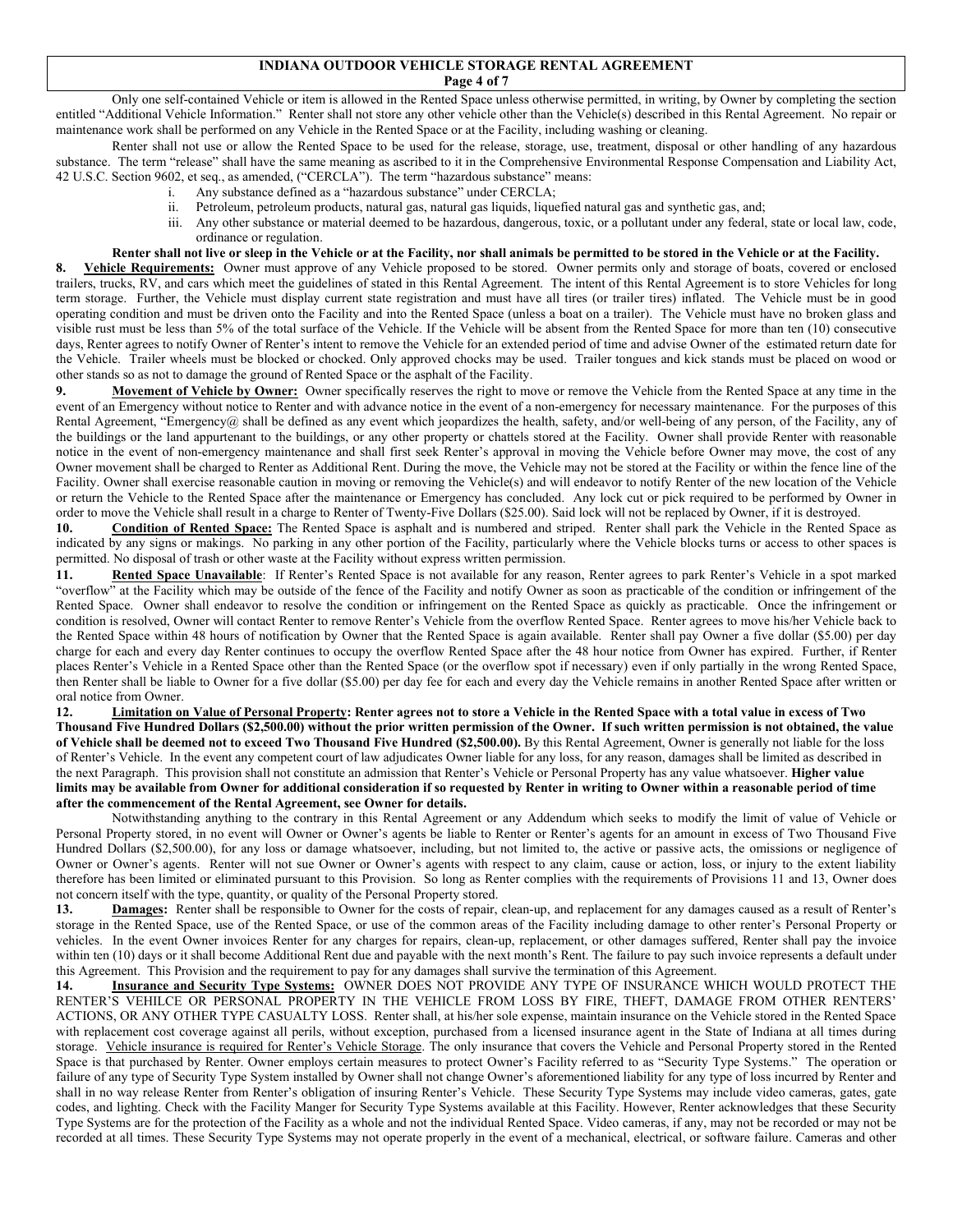Only one self-contained Vehicle or item is allowed in the Rented Space unless otherwise permitted, in writing, by Owner by completing the section entitled "Additional Vehicle Information." Renter shall not store any other vehicle other than the Vehicle(s) described in this Rental Agreement. No repair or maintenance work shall be performed on any Vehicle in the Rented Space or at the Facility, including washing or cleaning.

Renter shall not use or allow the Rented Space to be used for the release, storage, use, treatment, disposal or other handling of any hazardous substance. The term "release" shall have the same meaning as ascribed to it in the Comprehensive Environmental Response Compensation and Liability Act, 42 U.S.C. Section 9602, et seq., as amended, ("CERCLA"). The term "hazardous substance" means:

i. Any substance defined as a "hazardous substance" under CERCLA;
ii. Petroleum, petroleum products, natural gas, natural gas liquids, liquefied natural gas and synthetic gas, and;
iii. Any other substance or material deemed to be hazardous, dangerous, toxic, or a pollutant under any federal, state or local law, code, ordinance or regulation.

**Renter shall not live or sleep in the Vehicle or at the Facility, nor shall animals be permitted to be stored in the Vehicle or at the Facility.**

**8. Vehicle Requirements:** Owner must approve of any Vehicle proposed to be stored. Owner permits only and storage of boats, covered or enclosed trailers, trucks, RV, and cars which meet the guidelines of stated in this Rental Agreement. The intent of this Rental Agreement is to store Vehicles for long term storage. Further, the Vehicle must display current state registration and must have all tires (or trailer tires) inflated. The Vehicle must be in good operating condition and must be driven onto the Facility and into the Rented Space (unless a boat on a trailer). The Vehicle must have no broken glass and visible rust must be less than 5% of the total surface of the Vehicle. If the Vehicle will be absent from the Rented Space for more than ten (10) consecutive days, Renter agrees to notify Owner of Renter's intent to remove the Vehicle for an extended period of time and advise Owner of the estimated return date for the Vehicle. Trailer wheels must be blocked or chocked. Only approved chocks may be used. Trailer tongues and kick stands must be placed on wood or other stands so as not to damage the ground of Rented Space or the asphalt of the Facility.

**9. Movement of Vehicle by Owner:** Owner specifically reserves the right to move or remove the Vehicle from the Rented Space at any time in the event of an Emergency without notice to Renter and with advance notice in the event of a non-emergency for necessary maintenance. For the purposes of this Rental Agreement, "Emergency@ shall be defined as any event which jeopardizes the health, safety, and/or well-being of any person, of the Facility, any of the buildings or the land appurtenant to the buildings, or any other property or chattels stored at the Facility. Owner shall provide Renter with reasonable notice in the event of non-emergency maintenance and shall first seek Renter's approval in moving the Vehicle before Owner may move, the cost of any Owner movement shall be charged to Renter as Additional Rent. During the move, the Vehicle may not be stored at the Facility or within the fence line of the Facility. Owner shall exercise reasonable caution in moving or removing the Vehicle(s) and will endeavor to notify Renter of the new location of the Vehicle or return the Vehicle to the Rented Space after the maintenance or Emergency has concluded. Any lock cut or pick required to be performed by Owner in order to move the Vehicle shall result in a charge to Renter of Twenty-Five Dollars ($25.00). Said lock will not be replaced by Owner, if it is destroyed.

**10. Condition of Rented Space:** The Rented Space is asphalt and is numbered and striped. Renter shall park the Vehicle in the Rented Space as indicated by any signs or makings. No parking in any other portion of the Facility, particularly where the Vehicle blocks turns or access to other spaces is permitted. No disposal of trash or other waste at the Facility without express written permission.

**11. Rented Space Unavailable**: If Renter's Rented Space is not available for any reason, Renter agrees to park Renter's Vehicle in a spot marked "overflow" at the Facility which may be outside of the fence of the Facility and notify Owner as soon as practicable of the condition or infringement of the Rented Space. Owner shall endeavor to resolve the condition or infringement on the Rented Space as quickly as practicable. Once the infringement or condition is resolved, Owner will contact Renter to remove Renter's Vehicle from the overflow Rented Space. Renter agrees to move his/her Vehicle back to the Rented Space within 48 hours of notification by Owner that the Rented Space is again available. Renter shall pay Owner a five dollar ($5.00) per day charge for each and every day Renter continues to occupy the overflow Rented Space after the 48 hour notice from Owner has expired. Further, if Renter places Renter's Vehicle in a Rented Space other than the Rented Space (or the overflow spot if necessary) even if only partially in the wrong Rented Space, then Renter shall be liable to Owner for a five dollar ($5.00) per day fee for each and every day the Vehicle remains in another Rented Space after written or oral notice from Owner.

**12. Limitation on Value of Personal Property: Renter agrees not to store a Vehicle in the Rented Space with a total value in excess of Two Thousand Five Hundred Dollars ($2,500.00) without the prior written permission of the Owner. If such written permission is not obtained, the value of Vehicle shall be deemed not to exceed Two Thousand Five Hundred ($2,500.00).** By this Rental Agreement, Owner is generally not liable for the loss of Renter's Vehicle. In the event any competent court of law adjudicates Owner liable for any loss, for any reason, damages shall be limited as described in the next Paragraph. This provision shall not constitute an admission that Renter's Vehicle or Personal Property has any value whatsoever. **Higher value limits may be available from Owner for additional consideration if so requested by Renter in writing to Owner within a reasonable period of time after the commencement of the Rental Agreement, see Owner for details.**

Notwithstanding anything to the contrary in this Rental Agreement or any Addendum which seeks to modify the limit of value of Vehicle or Personal Property stored, in no event will Owner or Owner's agents be liable to Renter or Renter's agents for an amount in excess of Two Thousand Five Hundred Dollars ($2,500.00), for any loss or damage whatsoever, including, but not limited to, the active or passive acts, the omissions or negligence of Owner or Owner's agents. Renter will not sue Owner or Owner's agents with respect to any claim, cause or action, loss, or injury to the extent liability therefore has been limited or eliminated pursuant to this Provision. So long as Renter complies with the requirements of Provisions 11 and 13, Owner does not concern itself with the type, quantity, or quality of the Personal Property stored.

**13. Damages:** Renter shall be responsible to Owner for the costs of repair, clean-up, and replacement for any damages caused as a result of Renter's storage in the Rented Space, use of the Rented Space, or use of the common areas of the Facility including damage to other renter's Personal Property or vehicles. In the event Owner invoices Renter for any charges for repairs, clean-up, replacement, or other damages suffered, Renter shall pay the invoice within ten (10) days or it shall become Additional Rent due and payable with the next month's Rent. The failure to pay such invoice represents a default under this Agreement. This Provision and the requirement to pay for any damages shall survive the termination of this Agreement.

**14. Insurance and Security Type Systems:** OWNER DOES NOT PROVIDE ANY TYPE OF INSURANCE WHICH WOULD PROTECT THE RENTER'S VEHILCE OR PERSONAL PROPERTY IN THE VEHICLE FROM LOSS BY FIRE, THEFT, DAMAGE FROM OTHER RENTERS' ACTIONS, OR ANY OTHER TYPE CASUALTY LOSS. Renter shall, at his/her sole expense, maintain insurance on the Vehicle stored in the Rented Space with replacement cost coverage against all perils, without exception, purchased from a licensed insurance agent in the State of Indiana at all times during storage. Vehicle insurance is required for Renter's Vehicle Storage. The only insurance that covers the Vehicle and Personal Property stored in the Rented Space is that purchased by Renter. Owner employs certain measures to protect Owner's Facility referred to as "Security Type Systems." The operation or failure of any type of Security Type System installed by Owner shall not change Owner's aforementioned liability for any type of loss incurred by Renter and shall in no way release Renter from Renter's obligation of insuring Renter's Vehicle. These Security Type Systems may include video cameras, gates, gate codes, and lighting. Check with the Facility Manger for Security Type Systems available at this Facility. However, Renter acknowledges that these Security Type Systems are for the protection of the Facility as a whole and not the individual Rented Space. Video cameras, if any, may not be recorded or may not be recorded at all times. These Security Type Systems may not operate properly in the event of a mechanical, electrical, or software failure. Cameras and other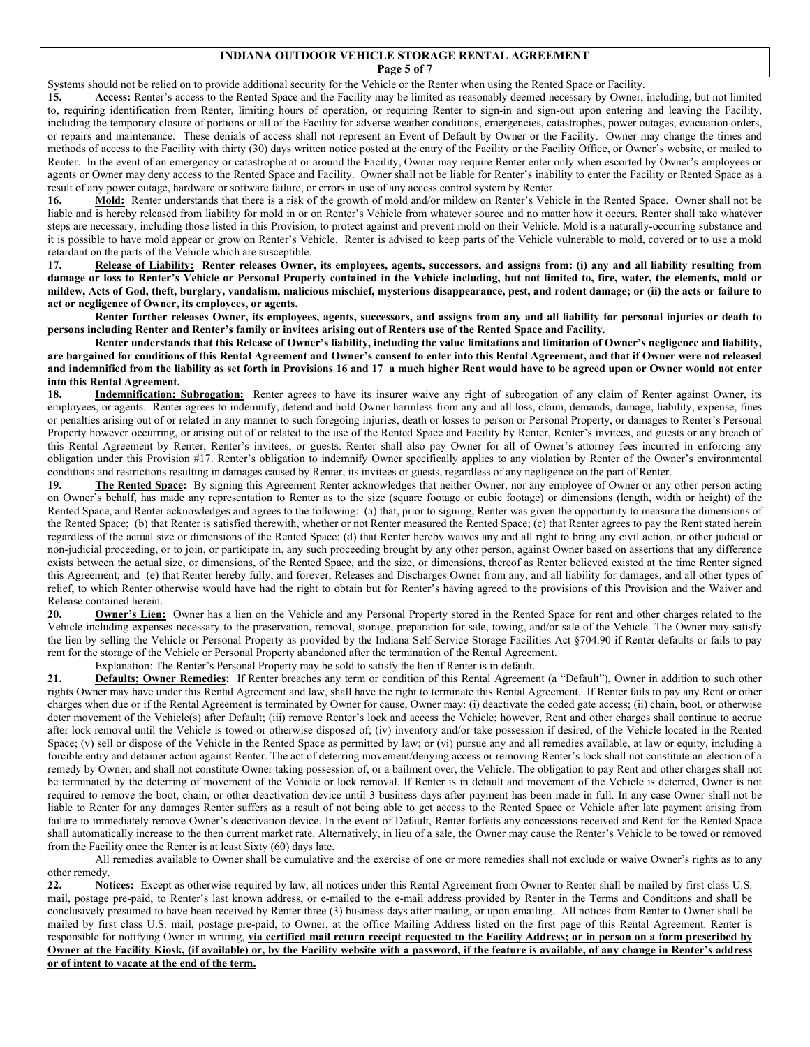Systems should not be relied on to provide additional security for the Vehicle or the Renter when using the Rented Space or Facility.

**15. Access:** Renter's access to the Rented Space and the Facility may be limited as reasonably deemed necessary by Owner, including, but not limited to, requiring identification from Renter, limiting hours of operation, or requiring Renter to sign-in and sign-out upon entering and leaving the Facility, including the temporary closure of portions or all of the Facility for adverse weather conditions, emergencies, catastrophes, power outages, evacuation orders, or repairs and maintenance. These denials of access shall not represent an Event of Default by Owner or the Facility. Owner may change the times and methods of access to the Facility with thirty (30) days written notice posted at the entry of the Facility or the Facility Office, or Owner's website, or mailed to Renter. In the event of an emergency or catastrophe at or around the Facility, Owner may require Renter enter only when escorted by Owner's employees or agents or Owner may deny access to the Rented Space and Facility. Owner shall not be liable for Renter's inability to enter the Facility or Rented Space as a result of any power outage, hardware or software failure, or errors in use of any access control system by Renter.

**16. Mold:** Renter understands that there is a risk of the growth of mold and/or mildew on Renter's Vehicle in the Rented Space. Owner shall not be liable and is hereby released from liability for mold in or on Renter's Vehicle from whatever source and no matter how it occurs. Renter shall take whatever steps are necessary, including those listed in this Provision, to protect against and prevent mold on their Vehicle. Mold is a naturally-occurring substance and it is possible to have mold appear or grow on Renter's Vehicle. Renter is advised to keep parts of the Vehicle vulnerable to mold, covered or to use a mold retardant on the parts of the Vehicle which are susceptible.

**17. Release of Liability: Renter releases Owner, its employees, agents, successors, and assigns from: (i) any and all liability resulting from damage or loss to Renter's Vehicle or Personal Property contained in the Vehicle including, but not limited to, fire, water, the elements, mold or mildew, Acts of God, theft, burglary, vandalism, malicious mischief, mysterious disappearance, pest, and rodent damage; or (ii) the acts or failure to act or negligence of Owner, its employees, or agents.**

**Renter further releases Owner, its employees, agents, successors, and assigns from any and all liability for personal injuries or death to persons including Renter and Renter's family or invitees arising out of Renters use of the Rented Space and Facility.**

**Renter understands that this Release of Owner's liability, including the value limitations and limitation of Owner's negligence and liability, are bargained for conditions of this Rental Agreement and Owner's consent to enter into this Rental Agreement, and that if Owner were not released and indemnified from the liability as set forth in Provisions 16 and 17 a much higher Rent would have to be agreed upon or Owner would not enter into this Rental Agreement.**

**18. Indemnification; Subrogation:** Renter agrees to have its insurer waive any right of subrogation of any claim of Renter against Owner, its employees, or agents. Renter agrees to indemnify, defend and hold Owner harmless from any and all loss, claim, demands, damage, liability, expense, fines or penalties arising out of or related in any manner to such foregoing injuries, death or losses to person or Personal Property, or damages to Renter's Personal Property however occurring, or arising out of or related to the use of the Rented Space and Facility by Renter, Renter's invitees, and guests or any breach of this Rental Agreement by Renter, Renter's invitees, or guests. Renter shall also pay Owner for all of Owner's attorney fees incurred in enforcing any obligation under this Provision #17. Renter's obligation to indemnify Owner specifically applies to any violation by Renter of the Owner's environmental conditions and restrictions resulting in damages caused by Renter, its invitees or guests, regardless of any negligence on the part of Renter.

**19. The Rented Space:** By signing this Agreement Renter acknowledges that neither Owner, nor any employee of Owner or any other person acting on Owner's behalf, has made any representation to Renter as to the size (square footage or cubic footage) or dimensions (length, width or height) of the Rented Space, and Renter acknowledges and agrees to the following: (a) that, prior to signing, Renter was given the opportunity to measure the dimensions of the Rented Space; (b) that Renter is satisfied therewith, whether or not Renter measured the Rented Space; (c) that Renter agrees to pay the Rent stated herein regardless of the actual size or dimensions of the Rented Space; (d) that Renter hereby waives any and all right to bring any civil action, or other judicial or non-judicial proceeding, or to join, or participate in, any such proceeding brought by any other person, against Owner based on assertions that any difference exists between the actual size, or dimensions, of the Rented Space, and the size, or dimensions, thereof as Renter believed existed at the time Renter signed this Agreement; and (e) that Renter hereby fully, and forever, Releases and Discharges Owner from any, and all liability for damages, and all other types of relief, to which Renter otherwise would have had the right to obtain but for Renter's having agreed to the provisions of this Provision and the Waiver and Release contained herein.

**20. Owner's Lien:** Owner has a lien on the Vehicle and any Personal Property stored in the Rented Space for rent and other charges related to the Vehicle including expenses necessary to the preservation, removal, storage, preparation for sale, towing, and/or sale of the Vehicle. The Owner may satisfy the lien by selling the Vehicle or Personal Property as provided by the Indiana Self-Service Storage Facilities Act §704.90 if Renter defaults or fails to pay rent for the storage of the Vehicle or Personal Property abandoned after the termination of the Rental Agreement.

Explanation: The Renter's Personal Property may be sold to satisfy the lien if Renter is in default.

**21. Defaults; Owner Remedies:** If Renter breaches any term or condition of this Rental Agreement (a "Default"), Owner in addition to such other rights Owner may have under this Rental Agreement and law, shall have the right to terminate this Rental Agreement. If Renter fails to pay any Rent or other charges when due or if the Rental Agreement is terminated by Owner for cause, Owner may: (i) deactivate the coded gate access; (ii) chain, boot, or otherwise deter movement of the Vehicle(s) after Default; (iii) remove Renter's lock and access the Vehicle; however, Rent and other charges shall continue to accrue after lock removal until the Vehicle is towed or otherwise disposed of; (iv) inventory and/or take possession if desired, of the Vehicle located in the Rented Space; (v) sell or dispose of the Vehicle in the Rented Space as permitted by law; or (vi) pursue any and all remedies available, at law or equity, including a forcible entry and detainer action against Renter. The act of deterring movement/denying access or removing Renter's lock shall not constitute an election of a remedy by Owner, and shall not constitute Owner taking possession of, or a bailment over, the Vehicle. The obligation to pay Rent and other charges shall not be terminated by the deterring of movement of the Vehicle or lock removal. If Renter is in default and movement of the Vehicle is deterred, Owner is not required to remove the boot, chain, or other deactivation device until 3 business days after payment has been made in full. In any case Owner shall not be liable to Renter for any damages Renter suffers as a result of not being able to get access to the Rented Space or Vehicle after late payment arising from failure to immediately remove Owner's deactivation device. In the event of Default, Renter forfeits any concessions received and Rent for the Rented Space shall automatically increase to the then current market rate. Alternatively, in lieu of a sale, the Owner may cause the Renter's Vehicle to be towed or removed from the Facility once the Renter is at least Sixty (60) days late.

All remedies available to Owner shall be cumulative and the exercise of one or more remedies shall not exclude or waive Owner's rights as to any other remedy.

**22. Notices:** Except as otherwise required by law, all notices under this Rental Agreement from Owner to Renter shall be mailed by first class U.S. mail, postage pre-paid, to Renter's last known address, or e-mailed to the e-mail address provided by Renter in the Terms and Conditions and shall be conclusively presumed to have been received by Renter three (3) business days after mailing, or upon emailing. All notices from Renter to Owner shall be mailed by first class U.S. mail, postage pre-paid, to Owner, at the office Mailing Address listed on the first page of this Rental Agreement. Renter is responsible for notifying Owner in writing, **via certified mail return receipt requested to the Facility Address; or in person on a form prescribed by Owner at the Facility Kiosk, (if available) or, by the Facility website with a password, if the feature is available, of any change in Renter's address or of intent to vacate at the end of the term.**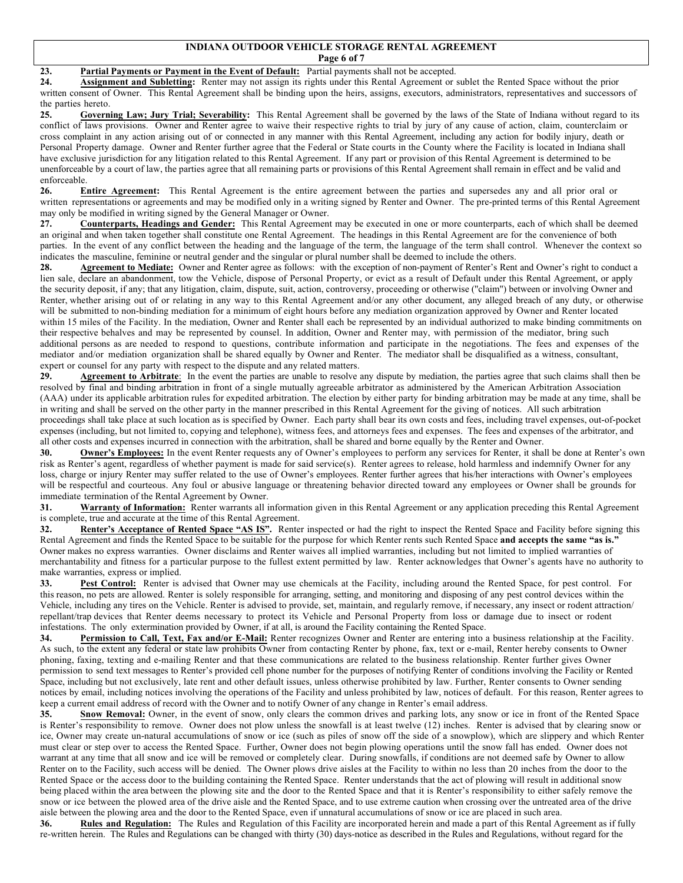**23. Partial Payments or Payment in the Event of Default:** Partial payments shall not be accepted.

**24. Assignment and Subletting:** Renter may not assign its rights under this Rental Agreement or sublet the Rented Space without the prior written consent of Owner. This Rental Agreement shall be binding upon the heirs, assigns, executors, administrators, representatives and successors of the parties hereto.

**25. Governing Law; Jury Trial; Severability:** This Rental Agreement shall be governed by the laws of the State of Indiana without regard to its conflict of laws provisions. Owner and Renter agree to waive their respective rights to trial by jury of any cause of action, claim, counterclaim or cross complaint in any action arising out of or connected in any manner with this Rental Agreement, including any action for bodily injury, death or Personal Property damage. Owner and Renter further agree that the Federal or State courts in the County where the Facility is located in Indiana shall have exclusive jurisdiction for any litigation related to this Rental Agreement. If any part or provision of this Rental Agreement is determined to be unenforceable by a court of law, the parties agree that all remaining parts or provisions of this Rental Agreement shall remain in effect and be valid and enforceable.

**26. Entire Agreement:** This Rental Agreement is the entire agreement between the parties and supersedes any and all prior oral or written representations or agreements and may be modified only in a writing signed by Renter and Owner. The pre-printed terms of this Rental Agreement may only be modified in writing signed by the General Manager or Owner.

**27. Counterparts, Headings and Gender:** This Rental Agreement may be executed in one or more counterparts, each of which shall be deemed an original and when taken together shall constitute one Rental Agreement. The headings in this Rental Agreement are for the convenience of both parties. In the event of any conflict between the heading and the language of the term, the language of the term shall control. Whenever the context so indicates the masculine, feminine or neutral gender and the singular or plural number shall be deemed to include the others.

**28. Agreement to Mediate:** Owner and Renter agree as follows: with the exception of non-payment of Renter's Rent and Owner's right to conduct a lien sale, declare an abandonment, tow the Vehicle, dispose of Personal Property, or evict as a result of Default under this Rental Agreement, or apply the security deposit, if any; that any litigation, claim, dispute, suit, action, controversy, proceeding or otherwise ("claim") between or involving Owner and Renter, whether arising out of or relating in any way to this Rental Agreement and/or any other document, any alleged breach of any duty, or otherwise will be submitted to non-binding mediation for a minimum of eight hours before any mediation organization approved by Owner and Renter located within 15 miles of the Facility. In the mediation, Owner and Renter shall each be represented by an individual authorized to make binding commitments on their respective behalves and may be represented by counsel. In addition, Owner and Renter may, with permission of the mediator, bring such additional persons as are needed to respond to questions, contribute information and participate in the negotiations. The fees and expenses of the mediator and/or mediation organization shall be shared equally by Owner and Renter. The mediator shall be disqualified as a witness, consultant, expert or counsel for any party with respect to the dispute and any related matters.

**29. Agreement to Arbitrate**: In the event the parties are unable to resolve any dispute by mediation, the parties agree that such claims shall then be resolved by final and binding arbitration in front of a single mutually agreeable arbitrator as administered by the American Arbitration Association (AAA) under its applicable arbitration rules for expedited arbitration. The election by either party for binding arbitration may be made at any time, shall be in writing and shall be served on the other party in the manner prescribed in this Rental Agreement for the giving of notices. All such arbitration proceedings shall take place at such location as is specified by Owner. Each party shall bear its own costs and fees, including travel expenses, out-of-pocket expenses (including, but not limited to, copying and telephone), witness fees, and attorneys fees and expenses. The fees and expenses of the arbitrator, and all other costs and expenses incurred in connection with the arbitration, shall be shared and borne equally by the Renter and Owner.

**30. Owner's Employees:** In the event Renter requests any of Owner's employees to perform any services for Renter, it shall be done at Renter's own risk as Renter's agent, regardless of whether payment is made for said service(s). Renter agrees to release, hold harmless and indemnify Owner for any loss, charge or injury Renter may suffer related to the use of Owner's employees. Renter further agrees that his/her interactions with Owner's employees will be respectful and courteous. Any foul or abusive language or threatening behavior directed toward any employees or Owner shall be grounds for immediate termination of the Rental Agreement by Owner.

**31. Warranty of Information:** Renter warrants all information given in this Rental Agreement or any application preceding this Rental Agreement is complete, true and accurate at the time of this Rental Agreement.

**32. Renter's Acceptance of Rented Space "AS IS".** Renter inspected or had the right to inspect the Rented Space and Facility before signing this Rental Agreement and finds the Rented Space to be suitable for the purpose for which Renter rents such Rented Space **and accepts the same "as is."** Owner makes no express warranties. Owner disclaims and Renter waives all implied warranties, including but not limited to implied warranties of merchantability and fitness for a particular purpose to the fullest extent permitted by law. Renter acknowledges that Owner's agents have no authority to make warranties, express or implied.

**33. Pest Control:** Renter is advised that Owner may use chemicals at the Facility, including around the Rented Space, for pest control. For this reason, no pets are allowed. Renter is solely responsible for arranging, setting, and monitoring and disposing of any pest control devices within the Vehicle, including any tires on the Vehicle. Renter is advised to provide, set, maintain, and regularly remove, if necessary, any insect or rodent attraction/ repellant/trap devices that Renter deems necessary to protect its Vehicle and Personal Property from loss or damage due to insect or rodent infestations. The only extermination provided by Owner, if at all, is around the Facility containing the Rented Space.

**34. Permission to Call, Text, Fax and/or E-Mail:** Renter recognizes Owner and Renter are entering into a business relationship at the Facility. As such, to the extent any federal or state law prohibits Owner from contacting Renter by phone, fax, text or e-mail, Renter hereby consents to Owner phoning, faxing, texting and e-mailing Renter and that these communications are related to the business relationship. Renter further gives Owner permission to send text messages to Renter's provided cell phone number for the purposes of notifying Renter of conditions involving the Facility or Rented Space, including but not exclusively, late rent and other default issues, unless otherwise prohibited by law. Further, Renter consents to Owner sending notices by email, including notices involving the operations of the Facility and unless prohibited by law, notices of default. For this reason, Renter agrees to keep a current email address of record with the Owner and to notify Owner of any change in Renter's email address.

**35. Snow Removal:** Owner, in the event of snow, only clears the common drives and parking lots, any snow or ice in front of the Rented Space is Renter's responsibility to remove. Owner does not plow unless the snowfall is at least twelve (12) inches. Renter is advised that by clearing snow or ice, Owner may create un-natural accumulations of snow or ice (such as piles of snow off the side of a snowplow), which are slippery and which Renter must clear or step over to access the Rented Space. Further, Owner does not begin plowing operations until the snow fall has ended. Owner does not warrant at any time that all snow and ice will be removed or completely clear. During snowfalls, if conditions are not deemed safe by Owner to allow Renter on to the Facility, such access will be denied. The Owner plows drive aisles at the Facility to within no less than 20 inches from the door to the Rented Space or the access door to the building containing the Rented Space. Renter understands that the act of plowing will result in additional snow being placed within the area between the plowing site and the door to the Rented Space and that it is Renter's responsibility to either safely remove the snow or ice between the plowed area of the drive aisle and the Rented Space, and to use extreme caution when crossing over the untreated area of the drive aisle between the plowing area and the door to the Rented Space, even if unnatural accumulations of snow or ice are placed in such area.

**36. Rules and Regulation:** The Rules and Regulation of this Facility are incorporated herein and made a part of this Rental Agreement as if fully re-written herein. The Rules and Regulations can be changed with thirty (30) days-notice as described in the Rules and Regulations, without regard for the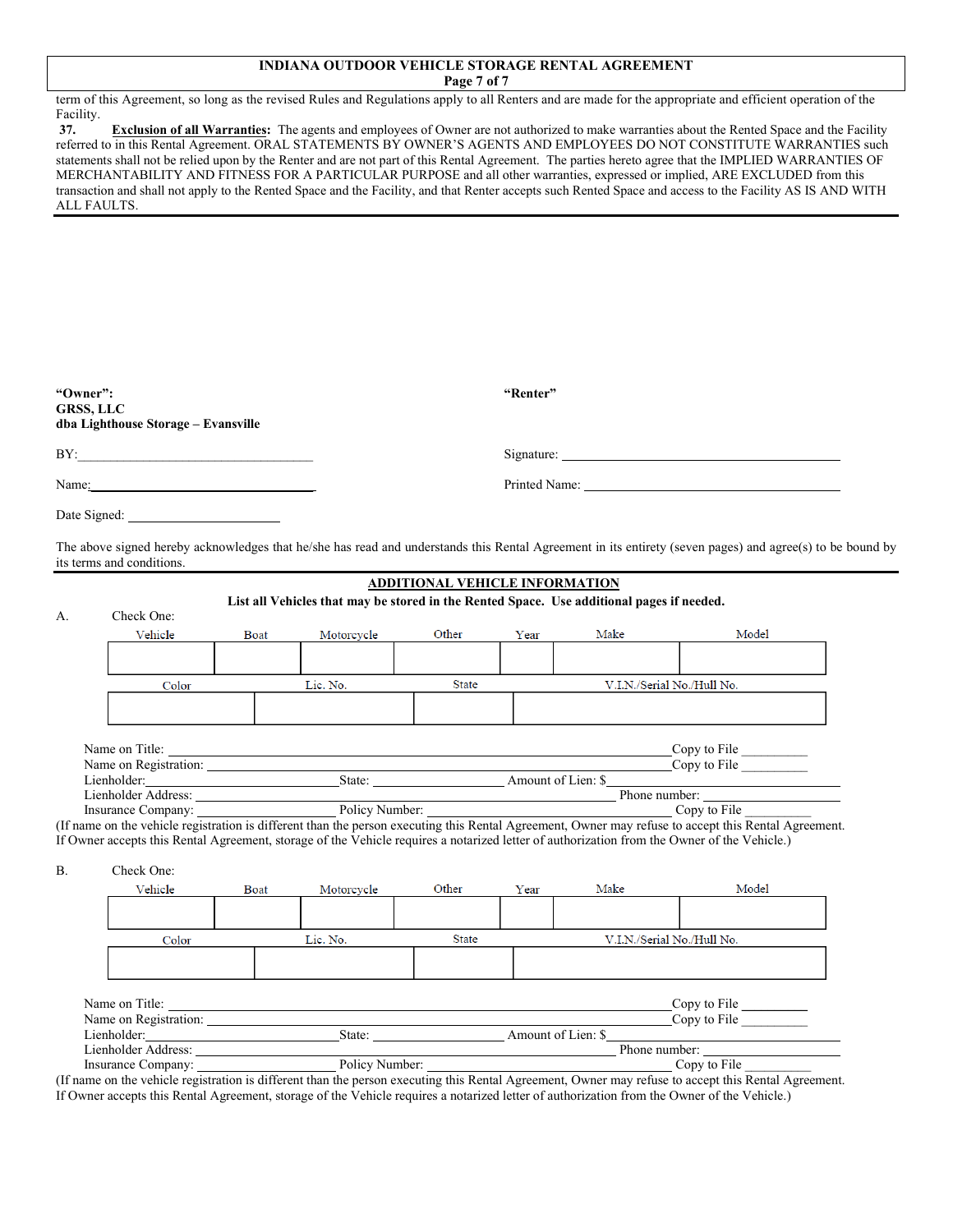term of this Agreement, so long as the revised Rules and Regulations apply to all Renters and are made for the appropriate and efficient operation of the Facility.

**37.** **Exclusion of all Warranties:** The agents and employees of Owner are not authorized to make warranties about the Rented Space and the Facility referred to in this Rental Agreement. ORAL STATEMENTS BY OWNER'S AGENTS AND EMPLOYEES DO NOT CONSTITUTE WARRANTIES such statements shall not be relied upon by the Renter and are not part of this Rental Agreement. The parties hereto agree that the IMPLIED WARRANTIES OF MERCHANTABILITY AND FITNESS FOR A PARTICULAR PURPOSE and all other warranties, expressed or implied, ARE EXCLUDED from this transaction and shall not apply to the Rented Space and the Facility, and that Renter accepts such Rented Space and access to the Facility AS IS AND WITH ALL FAULTS.

**"Owner":**
**GRSS, LLC**
**dba Lighthouse Storage – Evansville**

BY:____________________________________

Name:__________________________________

Date Signed: ______________________

**"Renter"**

Signature: ____________________________________

Printed Name: ____________________________________

The above signed hereby acknowledges that he/she has read and understands this Rental Agreement in its entirety (seven pages) and agree(s) to be bound by its terms and conditions.

## ADDITIONAL VEHICLE INFORMATION

**List all Vehicles that may be stored in the Rented Space. Use additional pages if needed.**

A. Check One:

| Vehicle | Boat | Motorcycle | Other | Year | Make | Model |
|---|---|---|---|---|---|---|
| | | | | | | |

| Color | Lic. No. | State | V.I.N./Serial No./Hull No. |
|---|---|---|---|
| | | | |

Name on Title: ______________________________________________ Copy to File __________
Name on Registration: _________________________________________ Copy to File __________
Lienholder:______________________ State: __________________ Amount of Lien: $______________________
Lienholder Address: ___________________________________________ Phone number: __________________
Insurance Company: ____________________ Policy Number: ______________________________ Copy to File __________

(If name on the vehicle registration is different than the person executing this Rental Agreement, Owner may refuse to accept this Rental Agreement. If Owner accepts this Rental Agreement, storage of the Vehicle requires a notarized letter of authorization from the Owner of the Vehicle.)

B. Check One:

| Vehicle | Boat | Motorcycle | Other | Year | Make | Model |
|---|---|---|---|---|---|---|
| | | | | | | |

| Color | Lic. No. | State | V.I.N./Serial No./Hull No. |
|---|---|---|---|
| | | | |

Name on Title: ______________________________________________ Copy to File __________
Name on Registration: _________________________________________ Copy to File __________
Lienholder:______________________ State: __________________ Amount of Lien: $______________________
Lienholder Address: ___________________________________________ Phone number: __________________
Insurance Company: ____________________ Policy Number: ______________________________ Copy to File __________

(If name on the vehicle registration is different than the person executing this Rental Agreement, Owner may refuse to accept this Rental Agreement. If Owner accepts this Rental Agreement, storage of the Vehicle requires a notarized letter of authorization from the Owner of the Vehicle.)